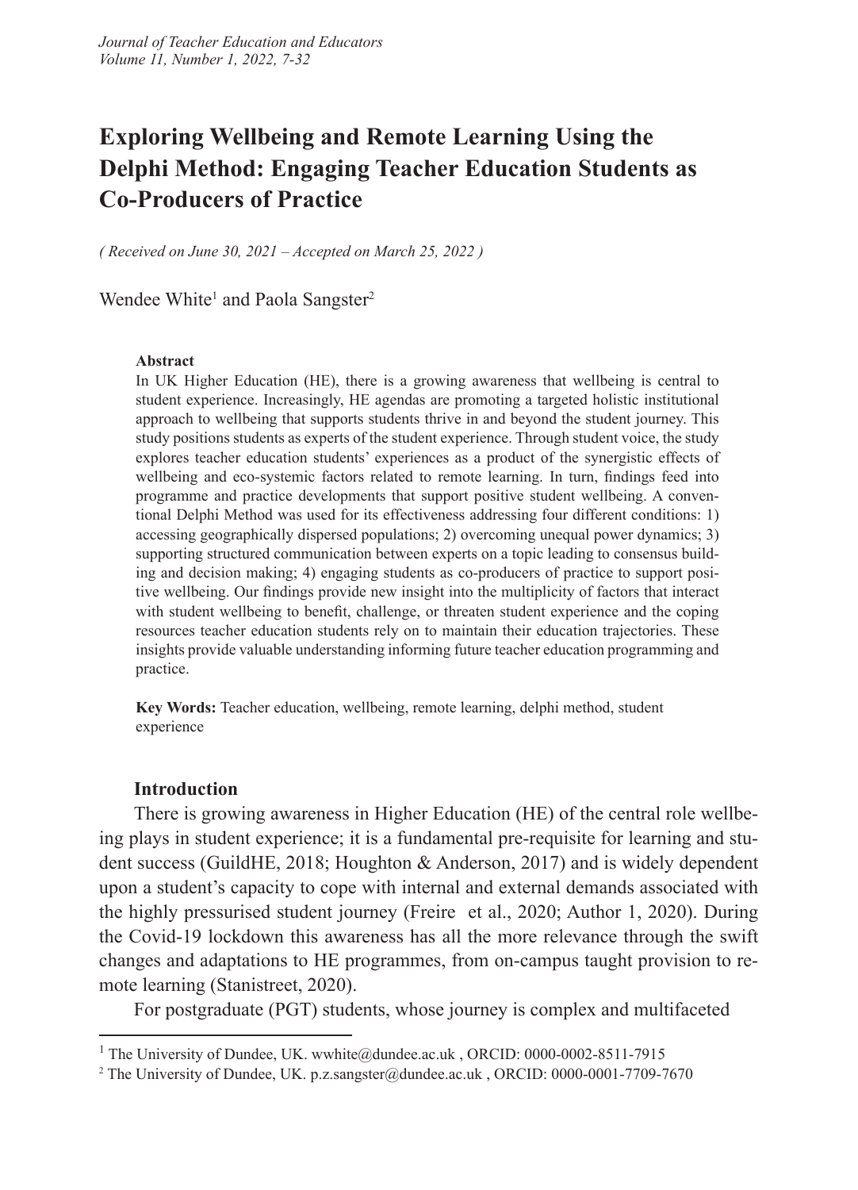# Exploring Wellbeing and Remote Learning Using the Delphi Method: Engaging Teacher Education Students as Co-Producers of Practice

*( Received on June 30, 2021 – Accepted on March 25, 2022 )*

Wendee White[1] and Paola Sangster[2]

**Abstract**

In UK Higher Education (HE), there is a growing awareness that wellbeing is central to student experience. Increasingly, HE agendas are promoting a targeted holistic institutional approach to wellbeing that supports students thrive in and beyond the student journey. This study positions students as experts of the student experience. Through student voice, the study explores teacher education students' experiences as a product of the synergistic effects of wellbeing and eco-systemic factors related to remote learning. In turn, findings feed into programme and practice developments that support positive student wellbeing. A conventional Delphi Method was used for its effectiveness addressing four different conditions: 1) accessing geographically dispersed populations; 2) overcoming unequal power dynamics; 3) supporting structured communication between experts on a topic leading to consensus building and decision making; 4) engaging students as co-producers of practice to support positive wellbeing. Our findings provide new insight into the multiplicity of factors that interact with student wellbeing to benefit, challenge, or threaten student experience and the coping resources teacher education students rely on to maintain their education trajectories. These insights provide valuable understanding informing future teacher education programming and practice.

**Key Words:** Teacher education, wellbeing, remote learning, delphi method, student experience

## Introduction

There is growing awareness in Higher Education (HE) of the central role wellbeing plays in student experience; it is a fundamental pre-requisite for learning and student success (GuildHE, 2018; Houghton & Anderson, 2017) and is widely dependent upon a student's capacity to cope with internal and external demands associated with the highly pressurised student journey (Freire et al., 2020; Author 1, 2020). During the Covid-19 lockdown this awareness has all the more relevance through the swift changes and adaptations to HE programmes, from on-campus taught provision to remote learning (Stanistreet, 2020).

For postgraduate (PGT) students, whose journey is complex and multifaceted

[1] The University of Dundee, UK. wwhite@dundee.ac.uk , ORCID: 0000-0002-8511-7915

[2] The University of Dundee, UK. p.z.sangster@dundee.ac.uk , ORCID: 0000-0001-7709-7670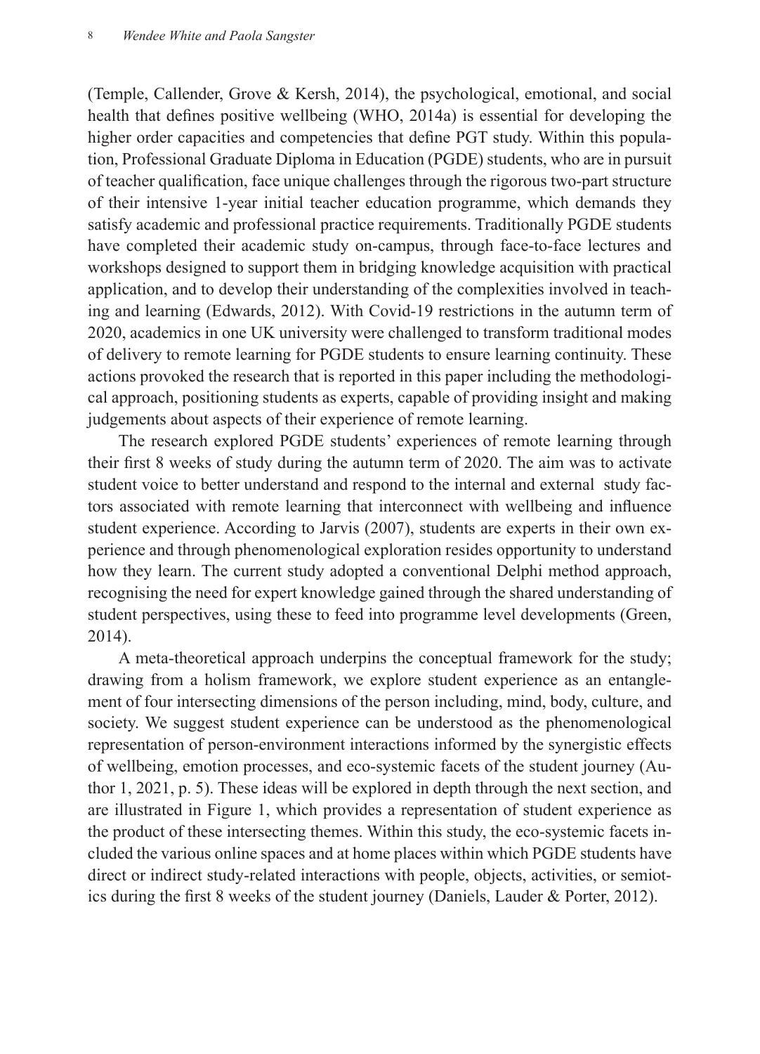(Temple, Callender, Grove & Kersh, 2014), the psychological, emotional, and social health that defines positive wellbeing (WHO, 2014a) is essential for developing the higher order capacities and competencies that define PGT study. Within this population, Professional Graduate Diploma in Education (PGDE) students, who are in pursuit of teacher qualification, face unique challenges through the rigorous two-part structure of their intensive 1-year initial teacher education programme, which demands they satisfy academic and professional practice requirements. Traditionally PGDE students have completed their academic study on-campus, through face-to-face lectures and workshops designed to support them in bridging knowledge acquisition with practical application, and to develop their understanding of the complexities involved in teaching and learning (Edwards, 2012). With Covid-19 restrictions in the autumn term of 2020, academics in one UK university were challenged to transform traditional modes of delivery to remote learning for PGDE students to ensure learning continuity. These actions provoked the research that is reported in this paper including the methodological approach, positioning students as experts, capable of providing insight and making judgements about aspects of their experience of remote learning.

The research explored PGDE students' experiences of remote learning through their first 8 weeks of study during the autumn term of 2020. The aim was to activate student voice to better understand and respond to the internal and external study factors associated with remote learning that interconnect with wellbeing and influence student experience. According to Jarvis (2007), students are experts in their own experience and through phenomenological exploration resides opportunity to understand how they learn. The current study adopted a conventional Delphi method approach, recognising the need for expert knowledge gained through the shared understanding of student perspectives, using these to feed into programme level developments (Green, 2014).

A meta-theoretical approach underpins the conceptual framework for the study; drawing from a holism framework, we explore student experience as an entanglement of four intersecting dimensions of the person including, mind, body, culture, and society. We suggest student experience can be understood as the phenomenological representation of person-environment interactions informed by the synergistic effects of wellbeing, emotion processes, and eco-systemic facets of the student journey (Author 1, 2021, p. 5). These ideas will be explored in depth through the next section, and are illustrated in Figure 1, which provides a representation of student experience as the product of these intersecting themes. Within this study, the eco-systemic facets included the various online spaces and at home places within which PGDE students have direct or indirect study-related interactions with people, objects, activities, or semiotics during the first 8 weeks of the student journey (Daniels, Lauder & Porter, 2012).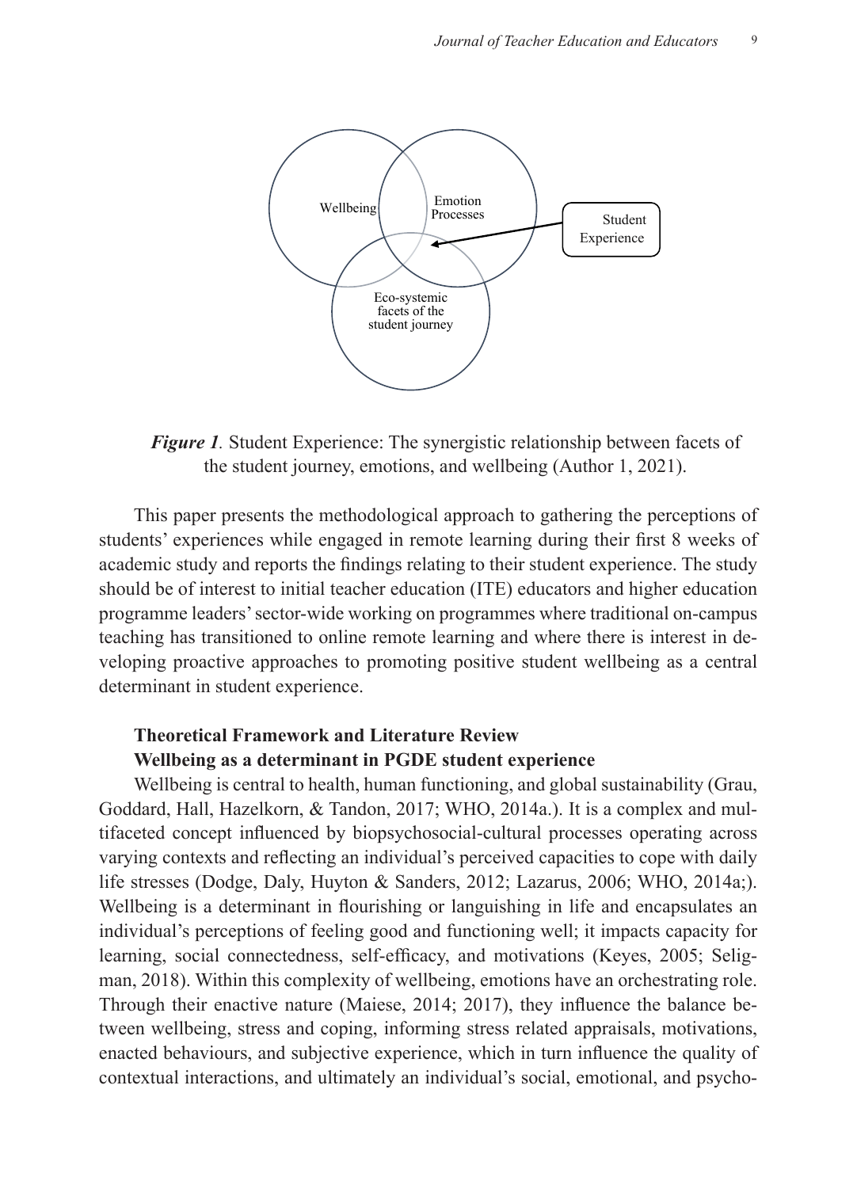*Figure 1.* Student Experience: The synergistic relationship between facets of the student journey, emotions, and wellbeing (Author 1, 2021).

This paper presents the methodological approach to gathering the perceptions of students' experiences while engaged in remote learning during their first 8 weeks of academic study and reports the findings relating to their student experience. The study should be of interest to initial teacher education (ITE) educators and higher education programme leaders' sector-wide working on programmes where traditional on-campus teaching has transitioned to online remote learning and where there is interest in developing proactive approaches to promoting positive student wellbeing as a central determinant in student experience.

## Theoretical Framework and Literature Review

### Wellbeing as a determinant in PGDE student experience

Wellbeing is central to health, human functioning, and global sustainability (Grau, Goddard, Hall, Hazelkorn, & Tandon, 2017; WHO, 2014a.). It is a complex and multifaceted concept influenced by biopsychosocial-cultural processes operating across varying contexts and reflecting an individual's perceived capacities to cope with daily life stresses (Dodge, Daly, Huyton & Sanders, 2012; Lazarus, 2006; WHO, 2014a;). Wellbeing is a determinant in flourishing or languishing in life and encapsulates an individual's perceptions of feeling good and functioning well; it impacts capacity for learning, social connectedness, self-efficacy, and motivations (Keyes, 2005; Seligman, 2018). Within this complexity of wellbeing, emotions have an orchestrating role. Through their enactive nature (Maiese, 2014; 2017), they influence the balance between wellbeing, stress and coping, informing stress related appraisals, motivations, enacted behaviours, and subjective experience, which in turn influence the quality of contextual interactions, and ultimately an individual's social, emotional, and psycho-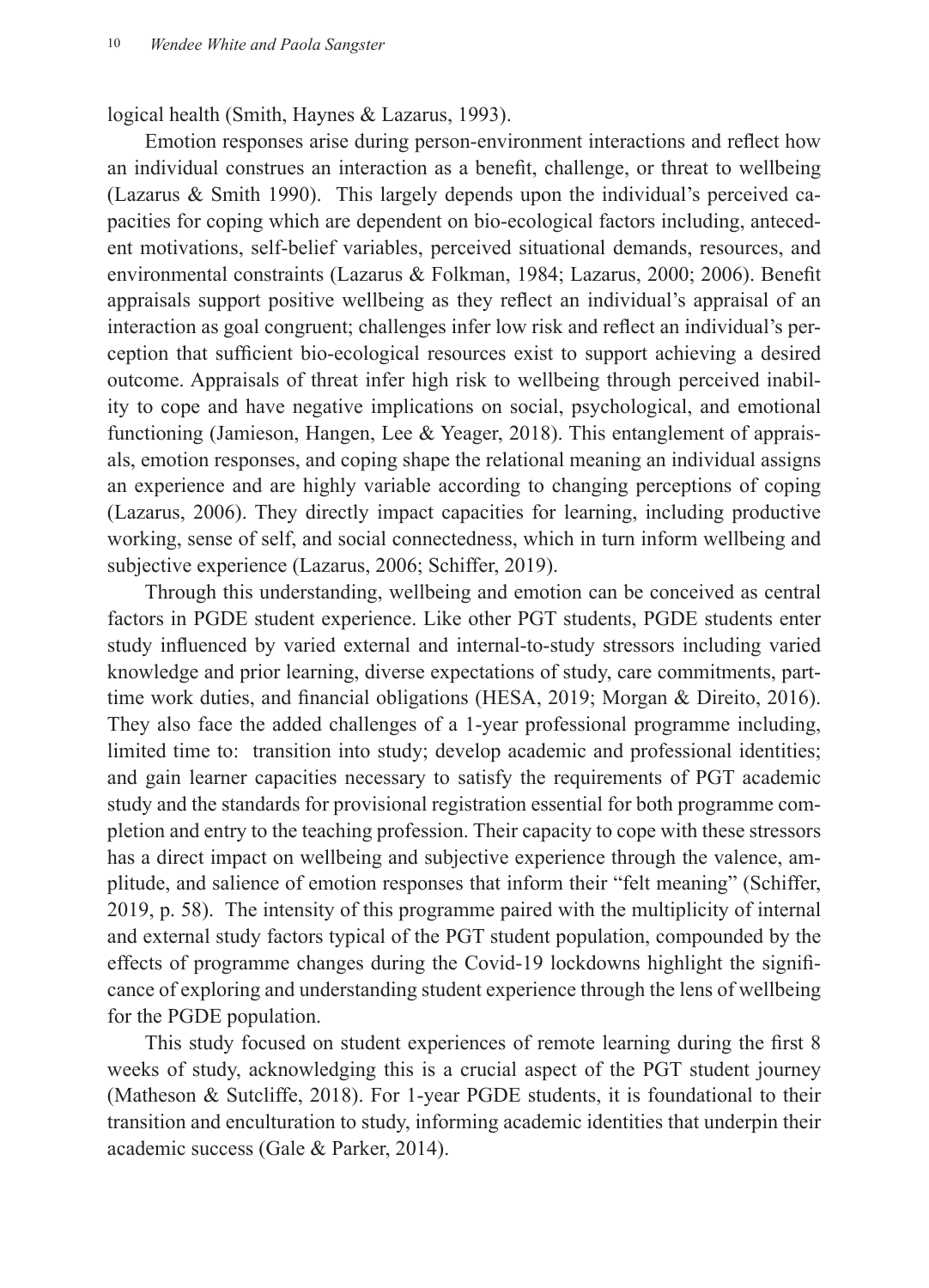logical health (Smith, Haynes & Lazarus, 1993).

Emotion responses arise during person-environment interactions and reflect how an individual construes an interaction as a benefit, challenge, or threat to wellbeing (Lazarus & Smith 1990). This largely depends upon the individual's perceived capacities for coping which are dependent on bio-ecological factors including, antecedent motivations, self-belief variables, perceived situational demands, resources, and environmental constraints (Lazarus & Folkman, 1984; Lazarus, 2000; 2006). Benefit appraisals support positive wellbeing as they reflect an individual's appraisal of an interaction as goal congruent; challenges infer low risk and reflect an individual's perception that sufficient bio-ecological resources exist to support achieving a desired outcome. Appraisals of threat infer high risk to wellbeing through perceived inability to cope and have negative implications on social, psychological, and emotional functioning (Jamieson, Hangen, Lee & Yeager, 2018). This entanglement of appraisals, emotion responses, and coping shape the relational meaning an individual assigns an experience and are highly variable according to changing perceptions of coping (Lazarus, 2006). They directly impact capacities for learning, including productive working, sense of self, and social connectedness, which in turn inform wellbeing and subjective experience (Lazarus, 2006; Schiffer, 2019).

Through this understanding, wellbeing and emotion can be conceived as central factors in PGDE student experience. Like other PGT students, PGDE students enter study influenced by varied external and internal-to-study stressors including varied knowledge and prior learning, diverse expectations of study, care commitments, part-time work duties, and financial obligations (HESA, 2019; Morgan & Direito, 2016). They also face the added challenges of a 1-year professional programme including, limited time to: transition into study; develop academic and professional identities; and gain learner capacities necessary to satisfy the requirements of PGT academic study and the standards for provisional registration essential for both programme completion and entry to the teaching profession. Their capacity to cope with these stressors has a direct impact on wellbeing and subjective experience through the valence, amplitude, and salience of emotion responses that inform their "felt meaning" (Schiffer, 2019, p. 58). The intensity of this programme paired with the multiplicity of internal and external study factors typical of the PGT student population, compounded by the effects of programme changes during the Covid-19 lockdowns highlight the significance of exploring and understanding student experience through the lens of wellbeing for the PGDE population.

This study focused on student experiences of remote learning during the first 8 weeks of study, acknowledging this is a crucial aspect of the PGT student journey (Matheson & Sutcliffe, 2018). For 1-year PGDE students, it is foundational to their transition and enculturation to study, informing academic identities that underpin their academic success (Gale & Parker, 2014).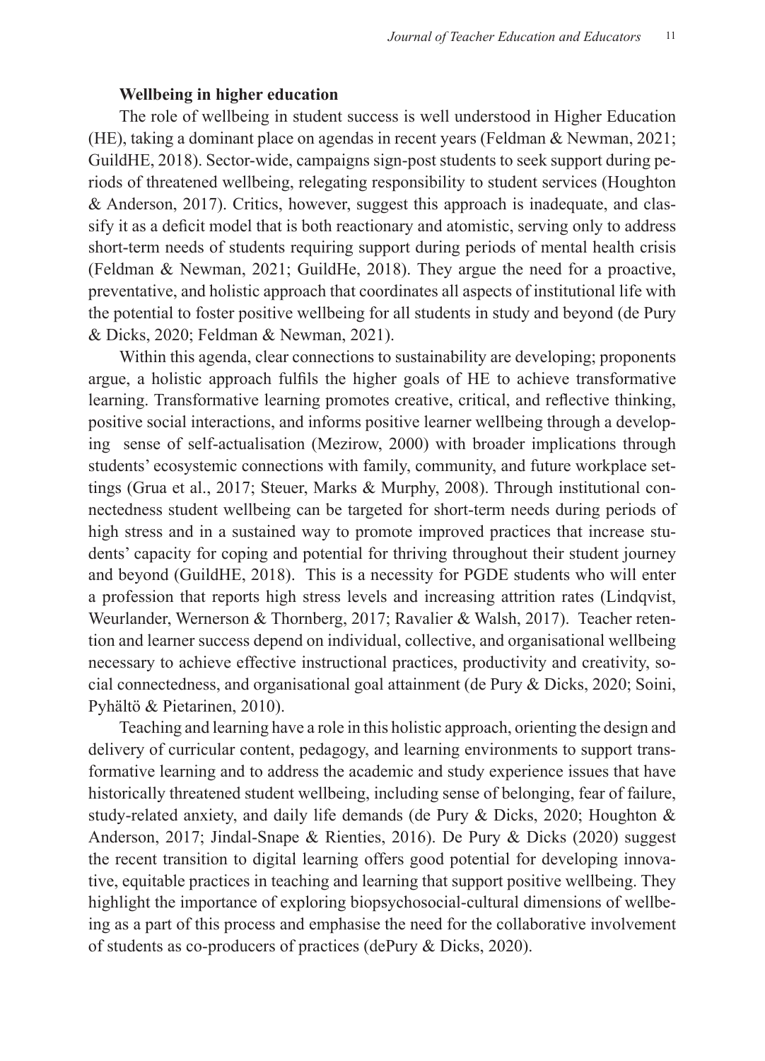### Wellbeing in higher education

The role of wellbeing in student success is well understood in Higher Education (HE), taking a dominant place on agendas in recent years (Feldman & Newman, 2021; GuildHE, 2018). Sector-wide, campaigns sign-post students to seek support during periods of threatened wellbeing, relegating responsibility to student services (Houghton & Anderson, 2017). Critics, however, suggest this approach is inadequate, and classify it as a deficit model that is both reactionary and atomistic, serving only to address short-term needs of students requiring support during periods of mental health crisis (Feldman & Newman, 2021; GuildHe, 2018). They argue the need for a proactive, preventative, and holistic approach that coordinates all aspects of institutional life with the potential to foster positive wellbeing for all students in study and beyond (de Pury & Dicks, 2020; Feldman & Newman, 2021).

Within this agenda, clear connections to sustainability are developing; proponents argue, a holistic approach fulfils the higher goals of HE to achieve transformative learning. Transformative learning promotes creative, critical, and reflective thinking, positive social interactions, and informs positive learner wellbeing through a developing sense of self-actualisation (Mezirow, 2000) with broader implications through students' ecosystemic connections with family, community, and future workplace settings (Grua et al., 2017; Steuer, Marks & Murphy, 2008). Through institutional connectedness student wellbeing can be targeted for short-term needs during periods of high stress and in a sustained way to promote improved practices that increase students' capacity for coping and potential for thriving throughout their student journey and beyond (GuildHE, 2018). This is a necessity for PGDE students who will enter a profession that reports high stress levels and increasing attrition rates (Lindqvist, Weurlander, Wernerson & Thornberg, 2017; Ravalier & Walsh, 2017). Teacher retention and learner success depend on individual, collective, and organisational wellbeing necessary to achieve effective instructional practices, productivity and creativity, social connectedness, and organisational goal attainment (de Pury & Dicks, 2020; Soini, Pyhältö & Pietarinen, 2010).

Teaching and learning have a role in this holistic approach, orienting the design and delivery of curricular content, pedagogy, and learning environments to support transformative learning and to address the academic and study experience issues that have historically threatened student wellbeing, including sense of belonging, fear of failure, study-related anxiety, and daily life demands (de Pury & Dicks, 2020; Houghton & Anderson, 2017; Jindal-Snape & Rienties, 2016). De Pury & Dicks (2020) suggest the recent transition to digital learning offers good potential for developing innovative, equitable practices in teaching and learning that support positive wellbeing. They highlight the importance of exploring biopsychosocial-cultural dimensions of wellbeing as a part of this process and emphasise the need for the collaborative involvement of students as co-producers of practices (dePury & Dicks, 2020).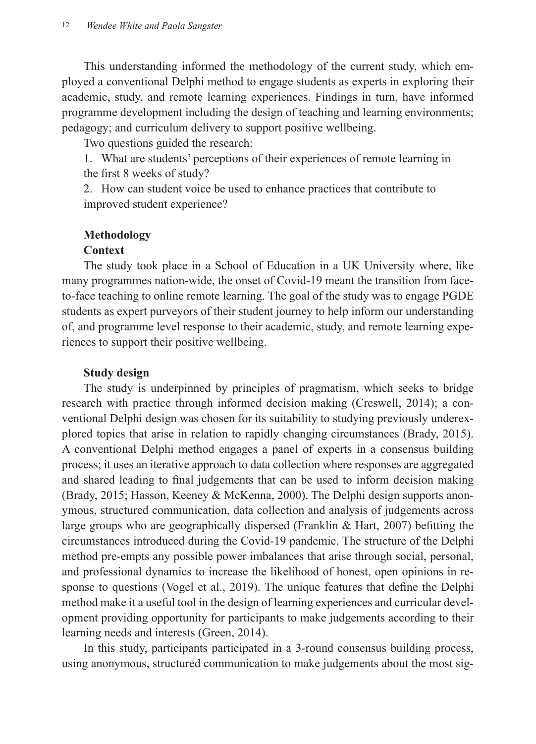This understanding informed the methodology of the current study, which employed a conventional Delphi method to engage students as experts in exploring their academic, study, and remote learning experiences. Findings in turn, have informed programme development including the design of teaching and learning environments; pedagogy; and curriculum delivery to support positive wellbeing.

Two questions guided the research:

1. What are students' perceptions of their experiences of remote learning in the first 8 weeks of study?
2. How can student voice be used to enhance practices that contribute to improved student experience?

## Methodology

### Context

The study took place in a School of Education in a UK University where, like many programmes nation-wide, the onset of Covid-19 meant the transition from face-to-face teaching to online remote learning. The goal of the study was to engage PGDE students as expert purveyors of their student journey to help inform our understanding of, and programme level response to their academic, study, and remote learning experiences to support their positive wellbeing.

### Study design

The study is underpinned by principles of pragmatism, which seeks to bridge research with practice through informed decision making (Creswell, 2014); a conventional Delphi design was chosen for its suitability to studying previously underexplored topics that arise in relation to rapidly changing circumstances (Brady, 2015). A conventional Delphi method engages a panel of experts in a consensus building process; it uses an iterative approach to data collection where responses are aggregated and shared leading to final judgements that can be used to inform decision making (Brady, 2015; Hasson, Keeney & McKenna, 2000). The Delphi design supports anonymous, structured communication, data collection and analysis of judgements across large groups who are geographically dispersed (Franklin & Hart, 2007) befitting the circumstances introduced during the Covid-19 pandemic. The structure of the Delphi method pre-empts any possible power imbalances that arise through social, personal, and professional dynamics to increase the likelihood of honest, open opinions in response to questions (Vogel et al., 2019). The unique features that define the Delphi method make it a useful tool in the design of learning experiences and curricular development providing opportunity for participants to make judgements according to their learning needs and interests (Green, 2014).

In this study, participants participated in a 3-round consensus building process, using anonymous, structured communication to make judgements about the most sig-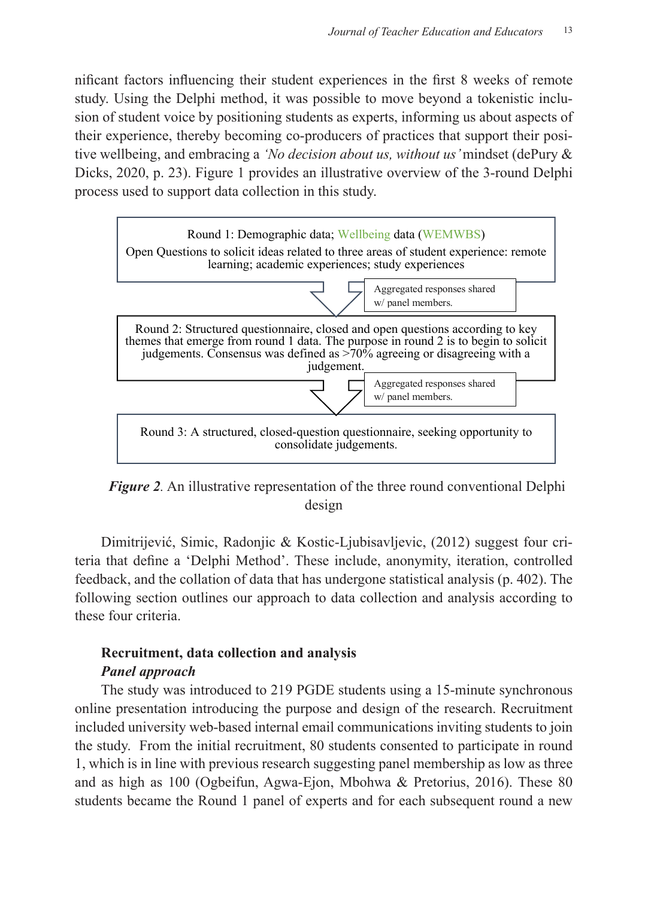nificant factors influencing their student experiences in the first 8 weeks of remote study. Using the Delphi method, it was possible to move beyond a tokenistic inclusion of student voice by positioning students as experts, informing us about aspects of their experience, thereby becoming co-producers of practices that support their positive wellbeing, and embracing a *'No decision about us, without us'* mindset (dePury & Dicks, 2020, p. 23). Figure 1 provides an illustrative overview of the 3-round Delphi process used to support data collection in this study.

Round 1: Demographic data; Wellbeing data (WEMWBS)
Open Questions to solicit ideas related to three areas of student experience: remote learning; academic experiences; study experiences

Aggregated responses shared w/ panel members.

Round 2: Structured questionnaire, closed and open questions according to key themes that emerge from round 1 data. The purpose in round 2 is to begin to solicit judgements. Consensus was defined as >70% agreeing or disagreeing with a judgement.

Aggregated responses shared w/ panel members.

Round 3: A structured, closed-question questionnaire, seeking opportunity to consolidate judgements.

***Figure 2****.* An illustrative representation of the three round conventional Delphi design

Dimitrijević, Simic, Radonjic & Kostic-Ljubisavljevic, (2012) suggest four criteria that define a 'Delphi Method'. These include, anonymity, iteration, controlled feedback, and the collation of data that has undergone statistical analysis (p. 402). The following section outlines our approach to data collection and analysis according to these four criteria.

## Recruitment, data collection and analysis

### *Panel approach*

The study was introduced to 219 PGDE students using a 15-minute synchronous online presentation introducing the purpose and design of the research. Recruitment included university web-based internal email communications inviting students to join the study. From the initial recruitment, 80 students consented to participate in round 1, which is in line with previous research suggesting panel membership as low as three and as high as 100 (Ogbeifun, Agwa-Ejon, Mbohwa & Pretorius, 2016). These 80 students became the Round 1 panel of experts and for each subsequent round a new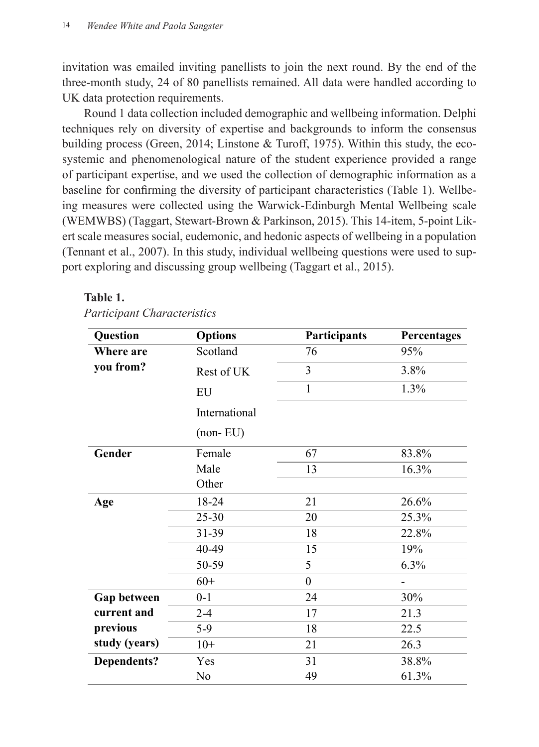invitation was emailed inviting panellists to join the next round. By the end of the three-month study, 24 of 80 panellists remained. All data were handled according to UK data protection requirements.

Round 1 data collection included demographic and wellbeing information. Delphi techniques rely on diversity of expertise and backgrounds to inform the consensus building process (Green, 2014; Linstone & Turoff, 1975). Within this study, the ecosystemic and phenomenological nature of the student experience provided a range of participant expertise, and we used the collection of demographic information as a baseline for confirming the diversity of participant characteristics (Table 1). Wellbeing measures were collected using the Warwick-Edinburgh Mental Wellbeing scale (WEMWBS) (Taggart, Stewart-Brown & Parkinson, 2015). This 14-item, 5-point Likert scale measures social, eudemonic, and hedonic aspects of wellbeing in a population (Tennant et al., 2007). In this study, individual wellbeing questions were used to support exploring and discussing group wellbeing (Taggart et al., 2015).

**Table 1.**

*Participant Characteristics*

| Question | Options | Participants | Percentages |
|---|---|---|---|
| **Where are you from?** | Scotland | 76 | 95% |
| | Rest of UK | 3 | 3.8% |
| | EU | 1 | 1.3% |
| | International (non- EU) | | |
| **Gender** | Female | 67 | 83.8% |
| | Male | 13 | 16.3% |
| | Other | | |
| **Age** | 18-24 | 21 | 26.6% |
| | 25-30 | 20 | 25.3% |
| | 31-39 | 18 | 22.8% |
| | 40-49 | 15 | 19% |
| | 50-59 | 5 | 6.3% |
| | 60+ | 0 | - |
| **Gap between current and previous study (years)** | 0-1 | 24 | 30% |
| | 2-4 | 17 | 21.3 |
| | 5-9 | 18 | 22.5 |
| | 10+ | 21 | 26.3 |
| **Dependents?** | Yes | 31 | 38.8% |
| | No | 49 | 61.3% |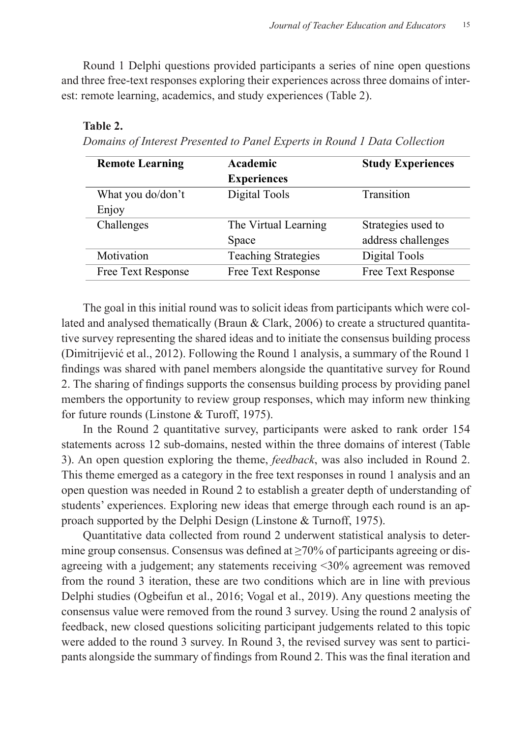Round 1 Delphi questions provided participants a series of nine open questions and three free-text responses exploring their experiences across three domains of interest: remote learning, academics, and study experiences (Table 2).

**Table 2.**

*Domains of Interest Presented to Panel Experts in Round 1 Data Collection*

| Remote Learning | Academic Experiences | Study Experiences |
|---|---|---|
| What you do/don't Enjoy | Digital Tools | Transition |
| Challenges | The Virtual Learning Space | Strategies used to address challenges |
| Motivation | Teaching Strategies | Digital Tools |
| Free Text Response | Free Text Response | Free Text Response |

The goal in this initial round was to solicit ideas from participants which were collated and analysed thematically (Braun & Clark, 2006) to create a structured quantitative survey representing the shared ideas and to initiate the consensus building process (Dimitrijević et al., 2012). Following the Round 1 analysis, a summary of the Round 1 findings was shared with panel members alongside the quantitative survey for Round 2. The sharing of findings supports the consensus building process by providing panel members the opportunity to review group responses, which may inform new thinking for future rounds (Linstone & Turoff, 1975).

In the Round 2 quantitative survey, participants were asked to rank order 154 statements across 12 sub-domains, nested within the three domains of interest (Table 3). An open question exploring the theme, *feedback*, was also included in Round 2. This theme emerged as a category in the free text responses in round 1 analysis and an open question was needed in Round 2 to establish a greater depth of understanding of students' experiences. Exploring new ideas that emerge through each round is an approach supported by the Delphi Design (Linstone & Turnoff, 1975).

Quantitative data collected from round 2 underwent statistical analysis to determine group consensus. Consensus was defined at ≥70% of participants agreeing or disagreeing with a judgement; any statements receiving <30% agreement was removed from the round 3 iteration, these are two conditions which are in line with previous Delphi studies (Ogbeifun et al., 2016; Vogal et al., 2019). Any questions meeting the consensus value were removed from the round 3 survey. Using the round 2 analysis of feedback, new closed questions soliciting participant judgements related to this topic were added to the round 3 survey. In Round 3, the revised survey was sent to participants alongside the summary of findings from Round 2. This was the final iteration and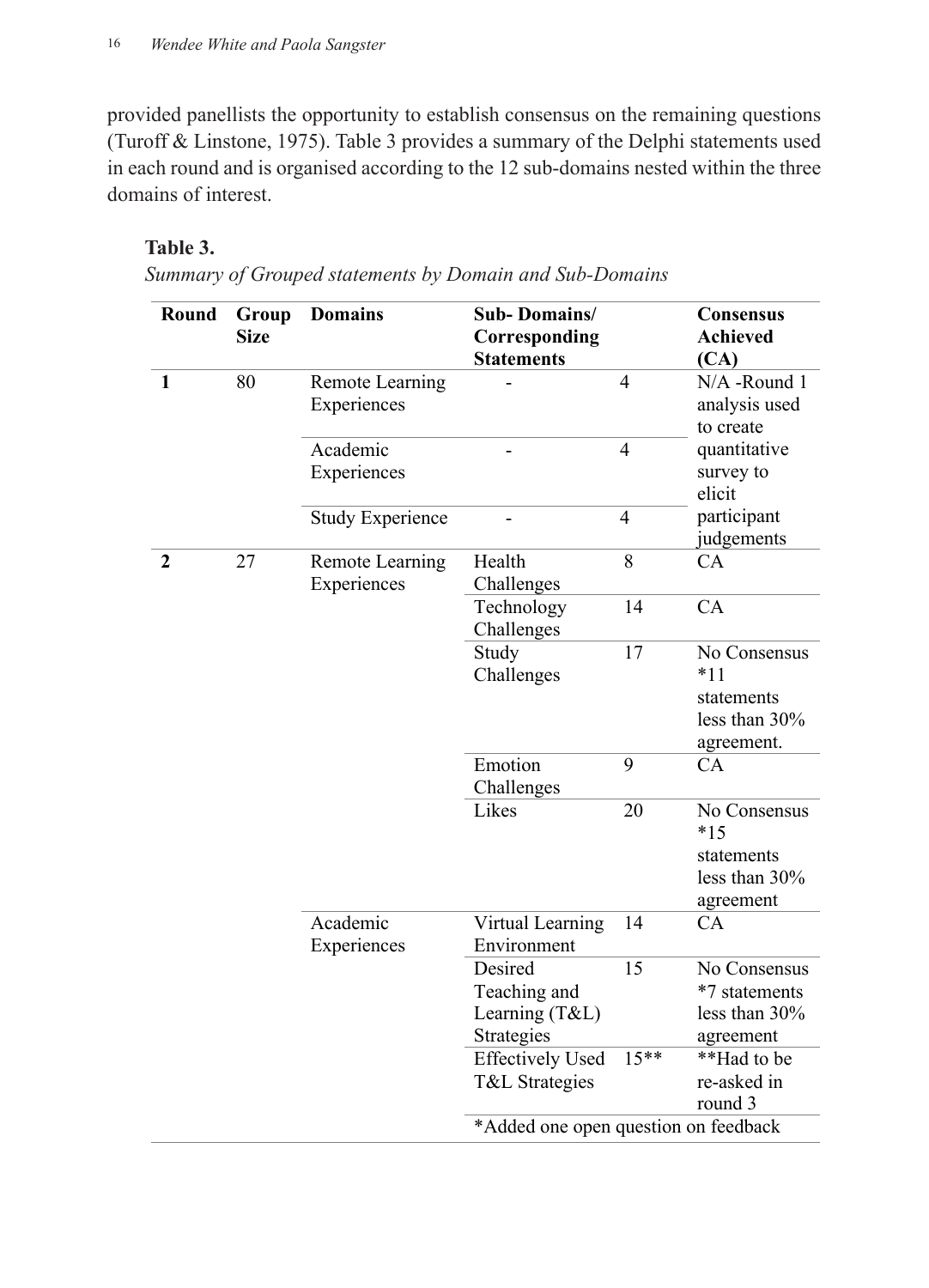provided panellists the opportunity to establish consensus on the remaining questions (Turoff & Linstone, 1975). Table 3 provides a summary of the Delphi statements used in each round and is organised according to the 12 sub-domains nested within the three domains of interest.

**Table 3.**

*Summary of Grouped statements by Domain and Sub-Domains*

| Round | Group Size | Domains | Sub- Domains/ Corresponding Statements | | Consensus Achieved (CA) |
|---|---|---|---|---|---|
| **1** | 80 | Remote Learning Experiences | - | 4 | N/A -Round 1 analysis used to create quantitative survey to elicit participant judgements |
| | | Academic Experiences | - | 4 | |
| | | Study Experience | - | 4 | |
| **2** | 27 | Remote Learning Experiences | Health Challenges | 8 | CA |
| | | | Technology Challenges | 14 | CA |
| | | | Study Challenges | 17 | No Consensus *11 statements less than 30% agreement. |
| | | | Emotion Challenges | 9 | CA |
| | | | Likes | 20 | No Consensus *15 statements less than 30% agreement |
| | | Academic Experiences | Virtual Learning Environment | 14 | CA |
| | | | Desired Teaching and Learning (T&L) Strategies | 15 | No Consensus *7 statements less than 30% agreement |
| | | | Effectively Used T&L Strategies | 15** | **Had to be re-asked in round 3 |
| | | | *Added one open question on feedback | | |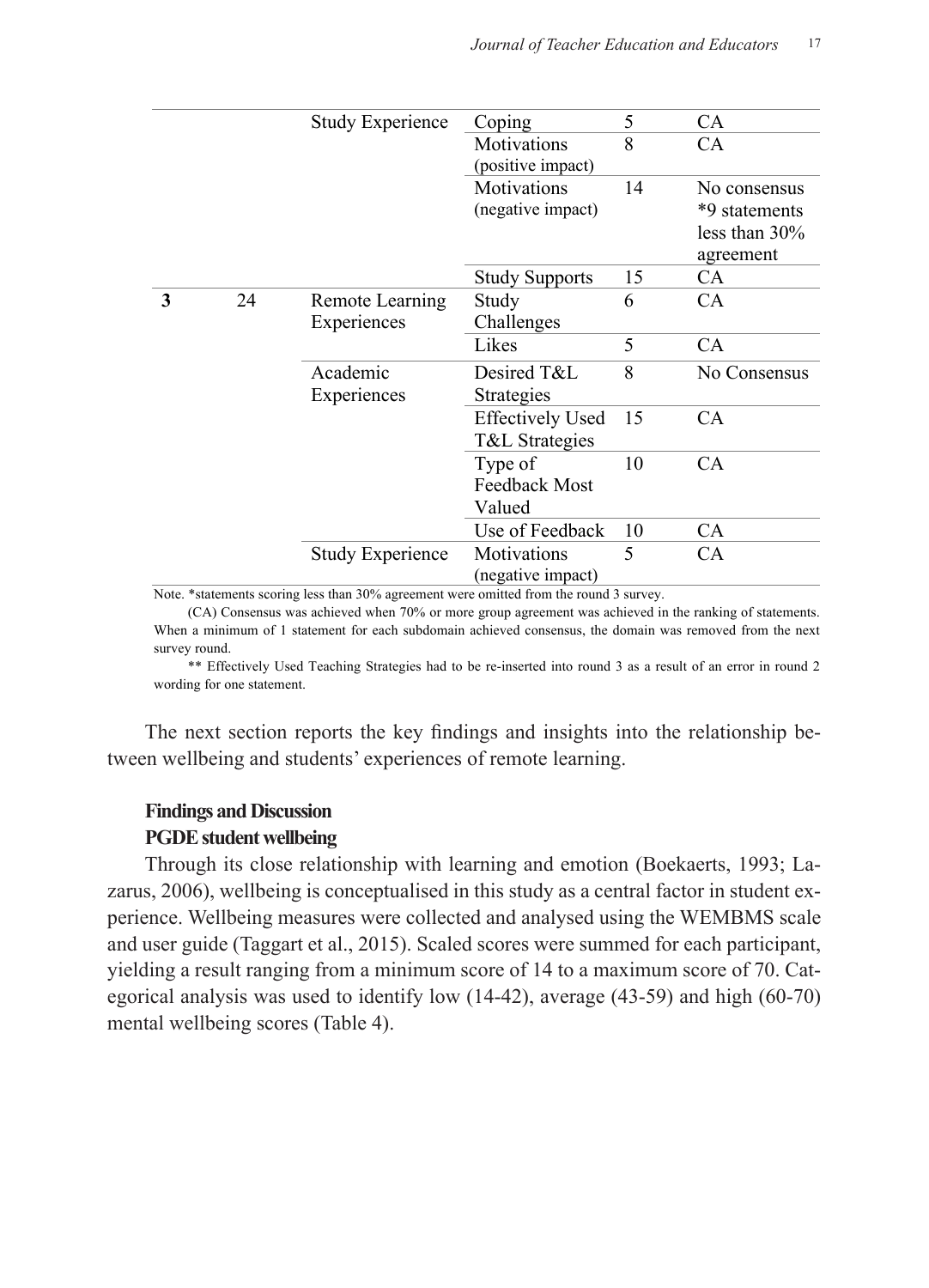| | | | | | |
|---|---|---|---|---|---|
| | | Study Experience | Coping | 5 | CA |
| | | | Motivations (positive impact) | 8 | CA |
| | | | Motivations (negative impact) | 14 | No consensus *9 statements less than 30% agreement |
| | | | Study Supports | 15 | CA |
| **3** | 24 | Remote Learning Experiences | Study Challenges | 6 | CA |
| | | | Likes | 5 | CA |
| | | Academic Experiences | Desired T&L Strategies | 8 | No Consensus |
| | | | Effectively Used T&L Strategies | 15 | CA |
| | | | Type of Feedback Most Valued | 10 | CA |
| | | | Use of Feedback | 10 | CA |
| | | Study Experience | Motivations (negative impact) | 5 | CA |

Note. *statements scoring less than 30% agreement were omitted from the round 3 survey.

(CA) Consensus was achieved when 70% or more group agreement was achieved in the ranking of statements. When a minimum of 1 statement for each subdomain achieved consensus, the domain was removed from the next survey round.

** Effectively Used Teaching Strategies had to be re-inserted into round 3 as a result of an error in round 2 wording for one statement.

The next section reports the key findings and insights into the relationship between wellbeing and students' experiences of remote learning.

## Findings and Discussion

### PGDE student wellbeing

Through its close relationship with learning and emotion (Boekaerts, 1993; Lazarus, 2006), wellbeing is conceptualised in this study as a central factor in student experience. Wellbeing measures were collected and analysed using the WEMBMS scale and user guide (Taggart et al., 2015). Scaled scores were summed for each participant, yielding a result ranging from a minimum score of 14 to a maximum score of 70. Categorical analysis was used to identify low (14-42), average (43-59) and high (60-70) mental wellbeing scores (Table 4).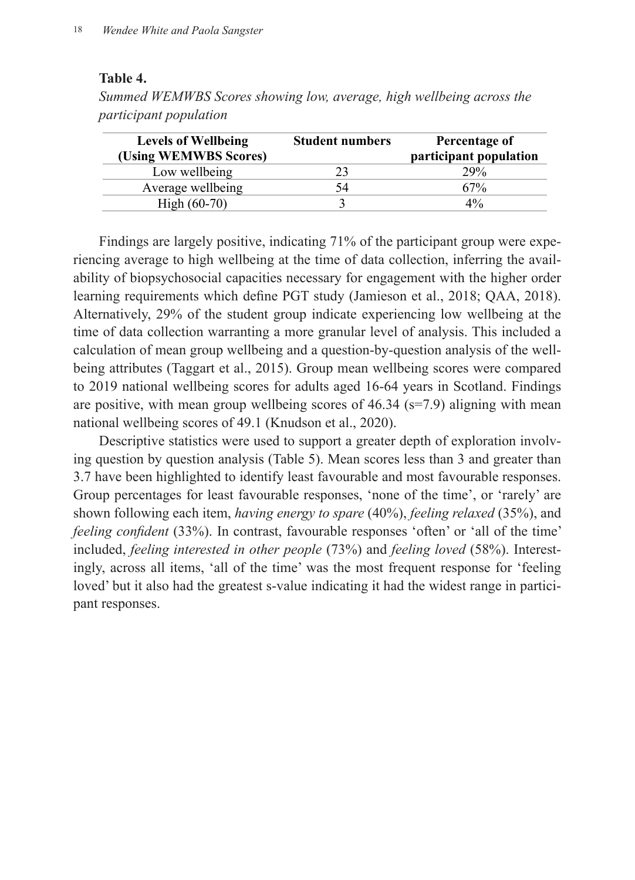**Table 4.**

*Summed WEMWBS Scores showing low, average, high wellbeing across the participant population*

| Levels of Wellbeing (Using WEMWBS Scores) | Student numbers | Percentage of participant population |
|---|---|---|
| Low wellbeing | 23 | 29% |
| Average wellbeing | 54 | 67% |
| High (60-70) | 3 | 4% |

Findings are largely positive, indicating 71% of the participant group were experiencing average to high wellbeing at the time of data collection, inferring the availability of biopsychosocial capacities necessary for engagement with the higher order learning requirements which define PGT study (Jamieson et al., 2018; QAA, 2018). Alternatively, 29% of the student group indicate experiencing low wellbeing at the time of data collection warranting a more granular level of analysis. This included a calculation of mean group wellbeing and a question-by-question analysis of the wellbeing attributes (Taggart et al., 2015). Group mean wellbeing scores were compared to 2019 national wellbeing scores for adults aged 16-64 years in Scotland. Findings are positive, with mean group wellbeing scores of 46.34 (s=7.9) aligning with mean national wellbeing scores of 49.1 (Knudson et al., 2020).

Descriptive statistics were used to support a greater depth of exploration involving question by question analysis (Table 5). Mean scores less than 3 and greater than 3.7 have been highlighted to identify least favourable and most favourable responses. Group percentages for least favourable responses, 'none of the time', or 'rarely' are shown following each item, *having energy to spare* (40%), *feeling relaxed* (35%), and *feeling confident* (33%). In contrast, favourable responses 'often' or 'all of the time' included, *feeling interested in other people* (73%) and *feeling loved* (58%). Interestingly, across all items, 'all of the time' was the most frequent response for 'feeling loved' but it also had the greatest s-value indicating it had the widest range in participant responses.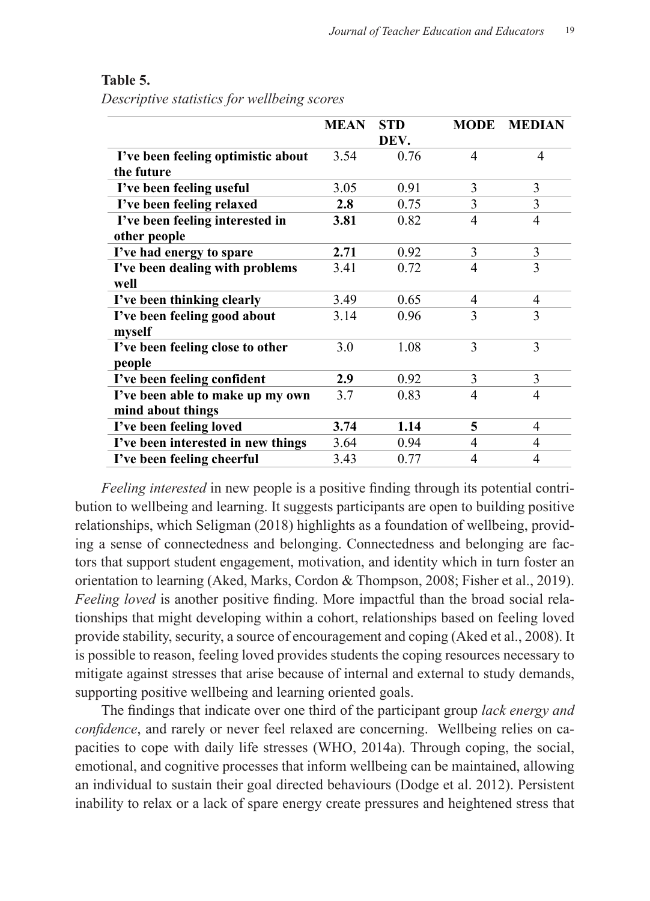**Table 5.**

*Descriptive statistics for wellbeing scores*

| | MEAN | STD DEV. | MODE | MEDIAN |
|---|---|---|---|---|
| I've been feeling optimistic about the future | 3.54 | 0.76 | 4 | 4 |
| I've been feeling useful | 3.05 | 0.91 | 3 | 3 |
| I've been feeling relaxed | **2.8** | 0.75 | 3 | 3 |
| I've been feeling interested in other people | **3.81** | 0.82 | 4 | 4 |
| I've had energy to spare | **2.71** | 0.92 | 3 | 3 |
| I've been dealing with problems well | 3.41 | 0.72 | 4 | 3 |
| I've been thinking clearly | 3.49 | 0.65 | 4 | 4 |
| I've been feeling good about myself | 3.14 | 0.96 | 3 | 3 |
| I've been feeling close to other people | 3.0 | 1.08 | 3 | 3 |
| I've been feeling confident | **2.9** | 0.92 | 3 | 3 |
| I've been able to make up my own mind about things | 3.7 | 0.83 | 4 | 4 |
| I've been feeling loved | **3.74** | **1.14** | **5** | 4 |
| I've been interested in new things | 3.64 | 0.94 | 4 | 4 |
| I've been feeling cheerful | 3.43 | 0.77 | 4 | 4 |

*Feeling interested* in new people is a positive finding through its potential contribution to wellbeing and learning. It suggests participants are open to building positive relationships, which Seligman (2018) highlights as a foundation of wellbeing, providing a sense of connectedness and belonging. Connectedness and belonging are factors that support student engagement, motivation, and identity which in turn foster an orientation to learning (Aked, Marks, Cordon & Thompson, 2008; Fisher et al., 2019). *Feeling loved* is another positive finding. More impactful than the broad social relationships that might developing within a cohort, relationships based on feeling loved provide stability, security, a source of encouragement and coping (Aked et al., 2008). It is possible to reason, feeling loved provides students the coping resources necessary to mitigate against stresses that arise because of internal and external to study demands, supporting positive wellbeing and learning oriented goals.

The findings that indicate over one third of the participant group *lack energy and confidence*, and rarely or never feel relaxed are concerning. Wellbeing relies on capacities to cope with daily life stresses (WHO, 2014a). Through coping, the social, emotional, and cognitive processes that inform wellbeing can be maintained, allowing an individual to sustain their goal directed behaviours (Dodge et al. 2012). Persistent inability to relax or a lack of spare energy create pressures and heightened stress that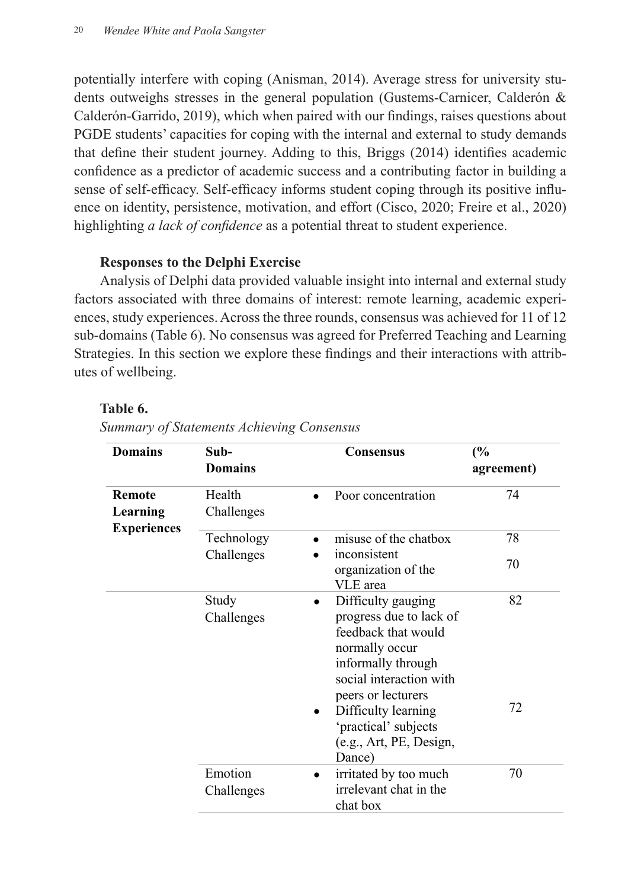potentially interfere with coping (Anisman, 2014). Average stress for university students outweighs stresses in the general population (Gustems-Carnicer, Calderón & Calderón-Garrido, 2019), which when paired with our findings, raises questions about PGDE students' capacities for coping with the internal and external to study demands that define their student journey. Adding to this, Briggs (2014) identifies academic confidence as a predictor of academic success and a contributing factor in building a sense of self-efficacy. Self-efficacy informs student coping through its positive influence on identity, persistence, motivation, and effort (Cisco, 2020; Freire et al., 2020) highlighting *a lack of confidence* as a potential threat to student experience.

### Responses to the Delphi Exercise

Analysis of Delphi data provided valuable insight into internal and external study factors associated with three domains of interest: remote learning, academic experiences, study experiences. Across the three rounds, consensus was achieved for 11 of 12 sub-domains (Table 6). No consensus was agreed for Preferred Teaching and Learning Strategies. In this section we explore these findings and their interactions with attributes of wellbeing.

**Table 6.**

*Summary of Statements Achieving Consensus*

| Domains | Sub-Domains | Consensus | (% agreement) |
|---|---|---|---|
| **Remote Learning Experiences** | Health Challenges | • Poor concentration | 74 |
| | Technology Challenges | • misuse of the chatbox | 78 |
| | | • inconsistent organization of the VLE area | 70 |
| | Study Challenges | • Difficulty gauging progress due to lack of feedback that would normally occur informally through social interaction with peers or lecturers | 82 |
| | | • Difficulty learning 'practical' subjects (e.g., Art, PE, Design, Dance) | 72 |
| | Emotion Challenges | • irritated by too much irrelevant chat in the chat box | 70 |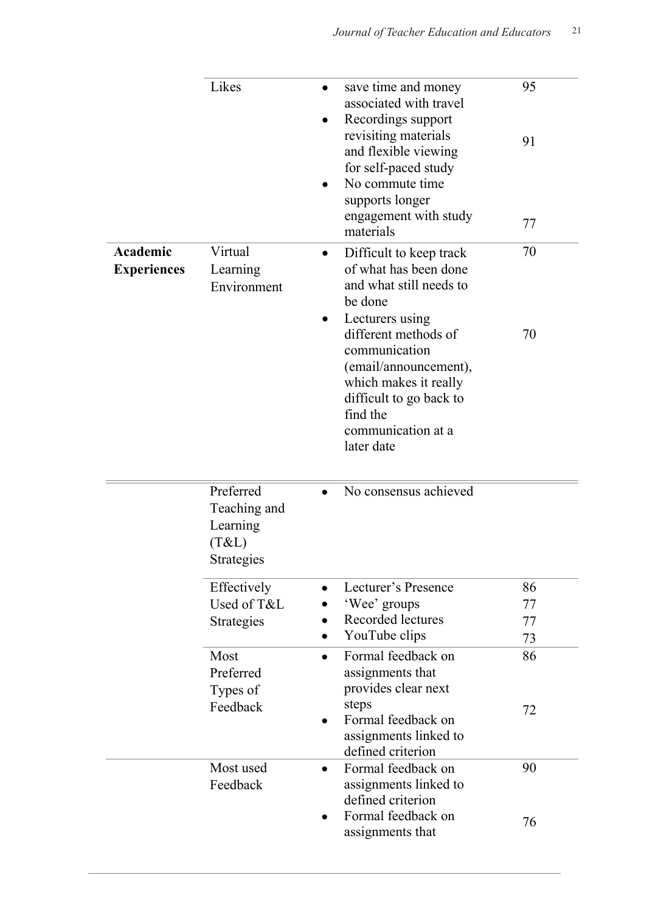| | | | |
|---|---|---|---|
| | Likes | • save time and money associated with travel<br>• Recordings support revisiting materials and flexible viewing for self-paced study<br>• No commute time supports longer engagement with study materials | 95<br><br>91<br><br>77 |
| **Academic Experiences** | Virtual Learning Environment | • Difficult to keep track of what has been done and what still needs to be done<br>• Lecturers using different methods of communication (email/announcement), which makes it really difficult to go back to find the communication at a later date | 70<br><br>70 |
| | Preferred Teaching and Learning (T&L) Strategies | • No consensus achieved | |
| | Effectively Used of T&L Strategies | • Lecturer's Presence<br>• 'Wee' groups<br>• Recorded lectures<br>• YouTube clips | 86<br>77<br>77<br>73 |
| | Most Preferred Types of Feedback | • Formal feedback on assignments that provides clear next steps<br>• Formal feedback on assignments linked to defined criterion | 86<br><br>72 |
| | Most used Feedback | • Formal feedback on assignments linked to defined criterion<br>• Formal feedback on assignments that | 90<br><br>76 |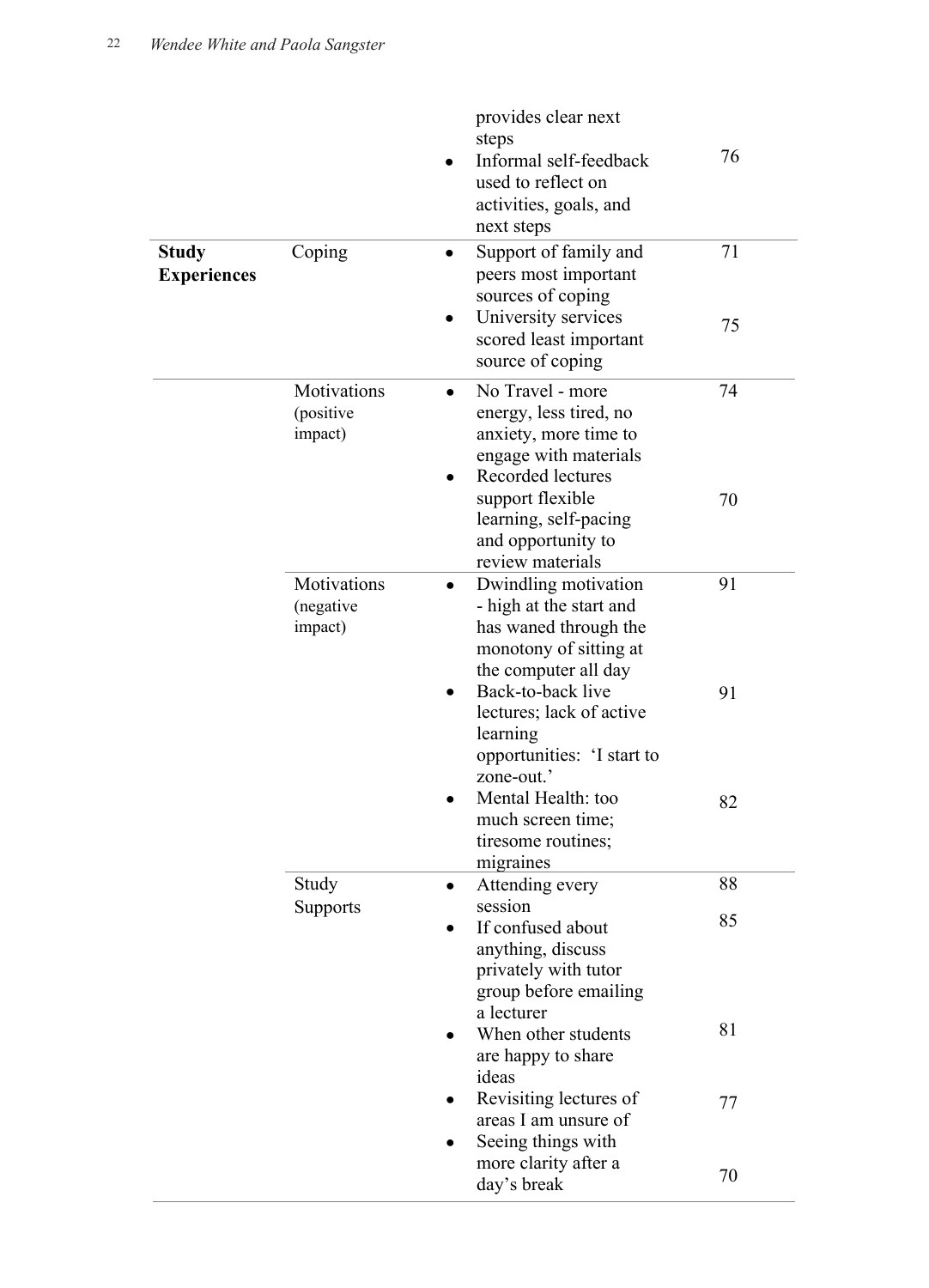| | | | |
|---|---|---|---|
| | | • provides clear next steps<br>• Informal self-feedback used to reflect on activities, goals, and next steps | 76 |
| **Study Experiences** | Coping | • Support of family and peers most important sources of coping<br>• University services scored least important source of coping | 71<br><br>75 |
| | Motivations (positive impact) | • No Travel - more energy, less tired, no anxiety, more time to engage with materials<br>• Recorded lectures support flexible learning, self-pacing and opportunity to review materials | 74<br><br>70 |
| | Motivations (negative impact) | • Dwindling motivation - high at the start and has waned through the monotony of sitting at the computer all day<br>• Back-to-back live lectures; lack of active learning opportunities: 'I start to zone-out.'<br>• Mental Health: too much screen time; tiresome routines; migraines | 91<br><br>91<br><br>82 |
| | Study Supports | • Attending every session<br>• If confused about anything, discuss privately with tutor group before emailing a lecturer<br>• When other students are happy to share ideas<br>• Revisiting lectures of areas I am unsure of<br>• Seeing things with more clarity after a day's break | 88<br>85<br><br>81<br><br>77<br><br>70 |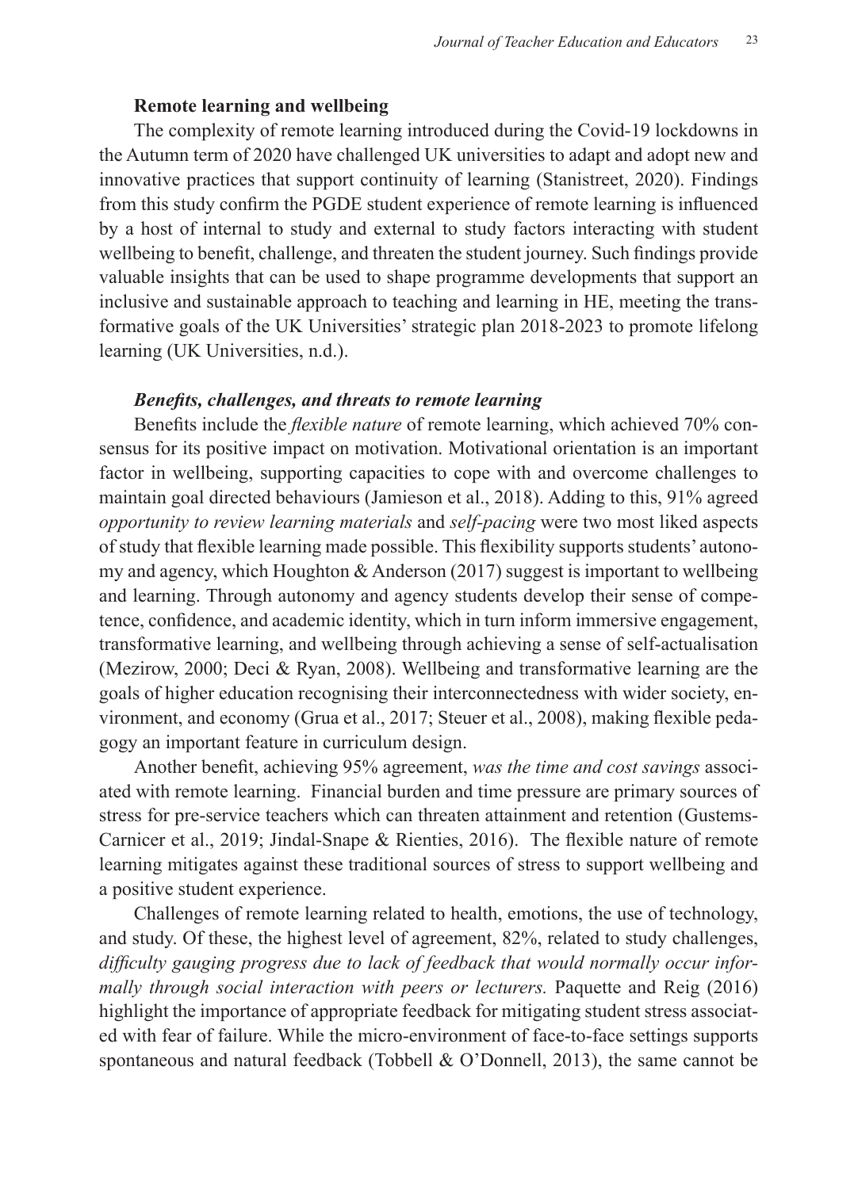### Remote learning and wellbeing

The complexity of remote learning introduced during the Covid-19 lockdowns in the Autumn term of 2020 have challenged UK universities to adapt and adopt new and innovative practices that support continuity of learning (Stanistreet, 2020). Findings from this study confirm the PGDE student experience of remote learning is influenced by a host of internal to study and external to study factors interacting with student wellbeing to benefit, challenge, and threaten the student journey. Such findings provide valuable insights that can be used to shape programme developments that support an inclusive and sustainable approach to teaching and learning in HE, meeting the transformative goals of the UK Universities' strategic plan 2018-2023 to promote lifelong learning (UK Universities, n.d.).

#### *Benefits, challenges, and threats to remote learning*

Benefits include the *flexible nature* of remote learning, which achieved 70% consensus for its positive impact on motivation. Motivational orientation is an important factor in wellbeing, supporting capacities to cope with and overcome challenges to maintain goal directed behaviours (Jamieson et al., 2018). Adding to this, 91% agreed *opportunity to review learning materials* and *self-pacing* were two most liked aspects of study that flexible learning made possible. This flexibility supports students' autonomy and agency, which Houghton & Anderson (2017) suggest is important to wellbeing and learning. Through autonomy and agency students develop their sense of competence, confidence, and academic identity, which in turn inform immersive engagement, transformative learning, and wellbeing through achieving a sense of self-actualisation (Mezirow, 2000; Deci & Ryan, 2008). Wellbeing and transformative learning are the goals of higher education recognising their interconnectedness with wider society, environment, and economy (Grua et al., 2017; Steuer et al., 2008), making flexible pedagogy an important feature in curriculum design.

Another benefit, achieving 95% agreement, *was the time and cost savings* associated with remote learning. Financial burden and time pressure are primary sources of stress for pre-service teachers which can threaten attainment and retention (Gustems-Carnicer et al., 2019; Jindal-Snape & Rienties, 2016). The flexible nature of remote learning mitigates against these traditional sources of stress to support wellbeing and a positive student experience.

Challenges of remote learning related to health, emotions, the use of technology, and study. Of these, the highest level of agreement, 82%, related to study challenges, *difficulty gauging progress due to lack of feedback that would normally occur informally through social interaction with peers or lecturers.* Paquette and Reig (2016) highlight the importance of appropriate feedback for mitigating student stress associated with fear of failure. While the micro-environment of face-to-face settings supports spontaneous and natural feedback (Tobbell & O'Donnell, 2013), the same cannot be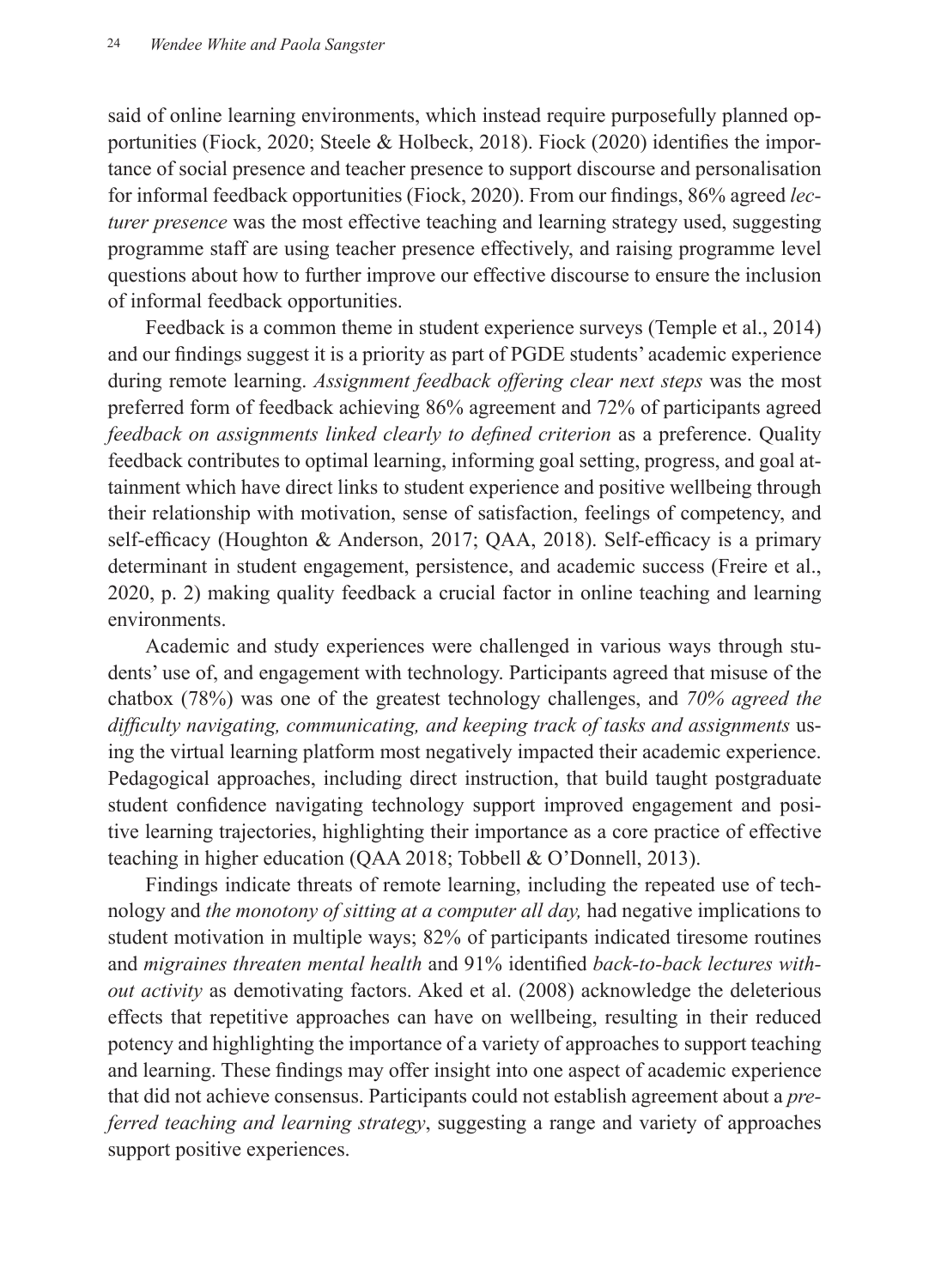said of online learning environments, which instead require purposefully planned opportunities (Fiock, 2020; Steele & Holbeck, 2018). Fiock (2020) identifies the importance of social presence and teacher presence to support discourse and personalisation for informal feedback opportunities (Fiock, 2020). From our findings, 86% agreed *lecturer presence* was the most effective teaching and learning strategy used, suggesting programme staff are using teacher presence effectively, and raising programme level questions about how to further improve our effective discourse to ensure the inclusion of informal feedback opportunities.

Feedback is a common theme in student experience surveys (Temple et al., 2014) and our findings suggest it is a priority as part of PGDE students' academic experience during remote learning. *Assignment feedback offering clear next steps* was the most preferred form of feedback achieving 86% agreement and 72% of participants agreed *feedback on assignments linked clearly to defined criterion* as a preference. Quality feedback contributes to optimal learning, informing goal setting, progress, and goal attainment which have direct links to student experience and positive wellbeing through their relationship with motivation, sense of satisfaction, feelings of competency, and self-efficacy (Houghton & Anderson, 2017; QAA, 2018). Self-efficacy is a primary determinant in student engagement, persistence, and academic success (Freire et al., 2020, p. 2) making quality feedback a crucial factor in online teaching and learning environments.

Academic and study experiences were challenged in various ways through students' use of, and engagement with technology. Participants agreed that misuse of the chatbox (78%) was one of the greatest technology challenges, and *70% agreed the difficulty navigating, communicating, and keeping track of tasks and assignments* using the virtual learning platform most negatively impacted their academic experience. Pedagogical approaches, including direct instruction, that build taught postgraduate student confidence navigating technology support improved engagement and positive learning trajectories, highlighting their importance as a core practice of effective teaching in higher education (QAA 2018; Tobbell & O'Donnell, 2013).

Findings indicate threats of remote learning, including the repeated use of technology and *the monotony of sitting at a computer all day,* had negative implications to student motivation in multiple ways; 82% of participants indicated tiresome routines and *migraines threaten mental health* and 91% identified *back-to-back lectures without activity* as demotivating factors. Aked et al. (2008) acknowledge the deleterious effects that repetitive approaches can have on wellbeing, resulting in their reduced potency and highlighting the importance of a variety of approaches to support teaching and learning. These findings may offer insight into one aspect of academic experience that did not achieve consensus. Participants could not establish agreement about a *preferred teaching and learning strategy*, suggesting a range and variety of approaches support positive experiences.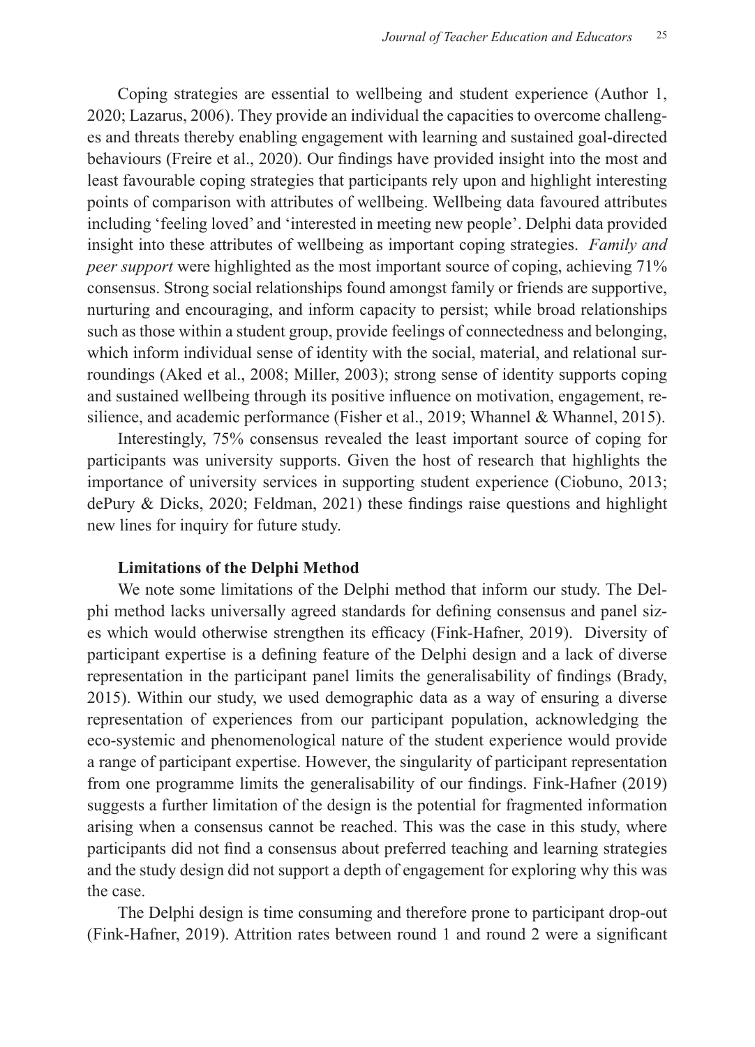Coping strategies are essential to wellbeing and student experience (Author 1, 2020; Lazarus, 2006). They provide an individual the capacities to overcome challenges and threats thereby enabling engagement with learning and sustained goal-directed behaviours (Freire et al., 2020). Our findings have provided insight into the most and least favourable coping strategies that participants rely upon and highlight interesting points of comparison with attributes of wellbeing. Wellbeing data favoured attributes including 'feeling loved' and 'interested in meeting new people'. Delphi data provided insight into these attributes of wellbeing as important coping strategies. *Family and peer support* were highlighted as the most important source of coping, achieving 71% consensus. Strong social relationships found amongst family or friends are supportive, nurturing and encouraging, and inform capacity to persist; while broad relationships such as those within a student group, provide feelings of connectedness and belonging, which inform individual sense of identity with the social, material, and relational surroundings (Aked et al., 2008; Miller, 2003); strong sense of identity supports coping and sustained wellbeing through its positive influence on motivation, engagement, resilience, and academic performance (Fisher et al., 2019; Whannel & Whannel, 2015).

Interestingly, 75% consensus revealed the least important source of coping for participants was university supports. Given the host of research that highlights the importance of university services in supporting student experience (Ciobuno, 2013; dePury & Dicks, 2020; Feldman, 2021) these findings raise questions and highlight new lines for inquiry for future study.

### Limitations of the Delphi Method

We note some limitations of the Delphi method that inform our study. The Delphi method lacks universally agreed standards for defining consensus and panel sizes which would otherwise strengthen its efficacy (Fink-Hafner, 2019). Diversity of participant expertise is a defining feature of the Delphi design and a lack of diverse representation in the participant panel limits the generalisability of findings (Brady, 2015). Within our study, we used demographic data as a way of ensuring a diverse representation of experiences from our participant population, acknowledging the eco-systemic and phenomenological nature of the student experience would provide a range of participant expertise. However, the singularity of participant representation from one programme limits the generalisability of our findings. Fink-Hafner (2019) suggests a further limitation of the design is the potential for fragmented information arising when a consensus cannot be reached. This was the case in this study, where participants did not find a consensus about preferred teaching and learning strategies and the study design did not support a depth of engagement for exploring why this was the case.

The Delphi design is time consuming and therefore prone to participant drop-out (Fink-Hafner, 2019). Attrition rates between round 1 and round 2 were a significant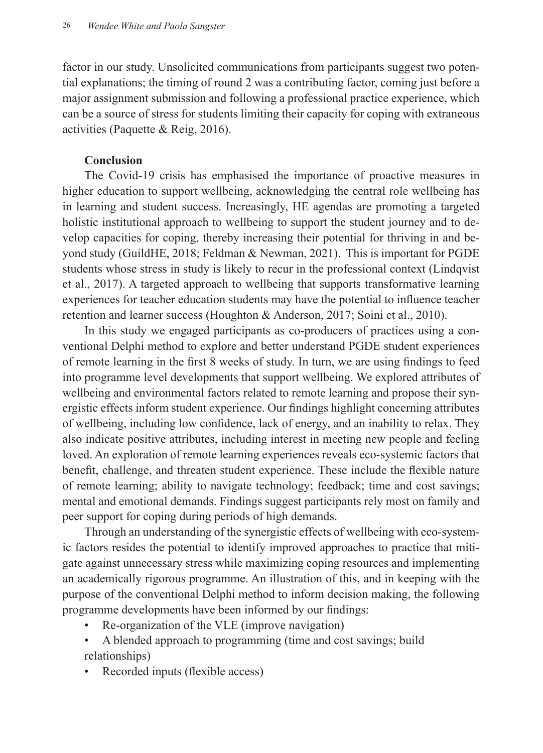factor in our study. Unsolicited communications from participants suggest two potential explanations; the timing of round 2 was a contributing factor, coming just before a major assignment submission and following a professional practice experience, which can be a source of stress for students limiting their capacity for coping with extraneous activities (Paquette & Reig, 2016).

## Conclusion

The Covid-19 crisis has emphasised the importance of proactive measures in higher education to support wellbeing, acknowledging the central role wellbeing has in learning and student success. Increasingly, HE agendas are promoting a targeted holistic institutional approach to wellbeing to support the student journey and to develop capacities for coping, thereby increasing their potential for thriving in and beyond study (GuildHE, 2018; Feldman & Newman, 2021). This is important for PGDE students whose stress in study is likely to recur in the professional context (Lindqvist et al., 2017). A targeted approach to wellbeing that supports transformative learning experiences for teacher education students may have the potential to influence teacher retention and learner success (Houghton & Anderson, 2017; Soini et al., 2010).

In this study we engaged participants as co-producers of practices using a conventional Delphi method to explore and better understand PGDE student experiences of remote learning in the first 8 weeks of study. In turn, we are using findings to feed into programme level developments that support wellbeing. We explored attributes of wellbeing and environmental factors related to remote learning and propose their synergistic effects inform student experience. Our findings highlight concerning attributes of wellbeing, including low confidence, lack of energy, and an inability to relax. They also indicate positive attributes, including interest in meeting new people and feeling loved. An exploration of remote learning experiences reveals eco-systemic factors that benefit, challenge, and threaten student experience. These include the flexible nature of remote learning; ability to navigate technology; feedback; time and cost savings; mental and emotional demands. Findings suggest participants rely most on family and peer support for coping during periods of high demands.

Through an understanding of the synergistic effects of wellbeing with eco-systemic factors resides the potential to identify improved approaches to practice that mitigate against unnecessary stress while maximizing coping resources and implementing an academically rigorous programme. An illustration of this, and in keeping with the purpose of the conventional Delphi method to inform decision making, the following programme developments have been informed by our findings:

- Re-organization of the VLE (improve navigation)
- A blended approach to programming (time and cost savings; build relationships)
- Recorded inputs (flexible access)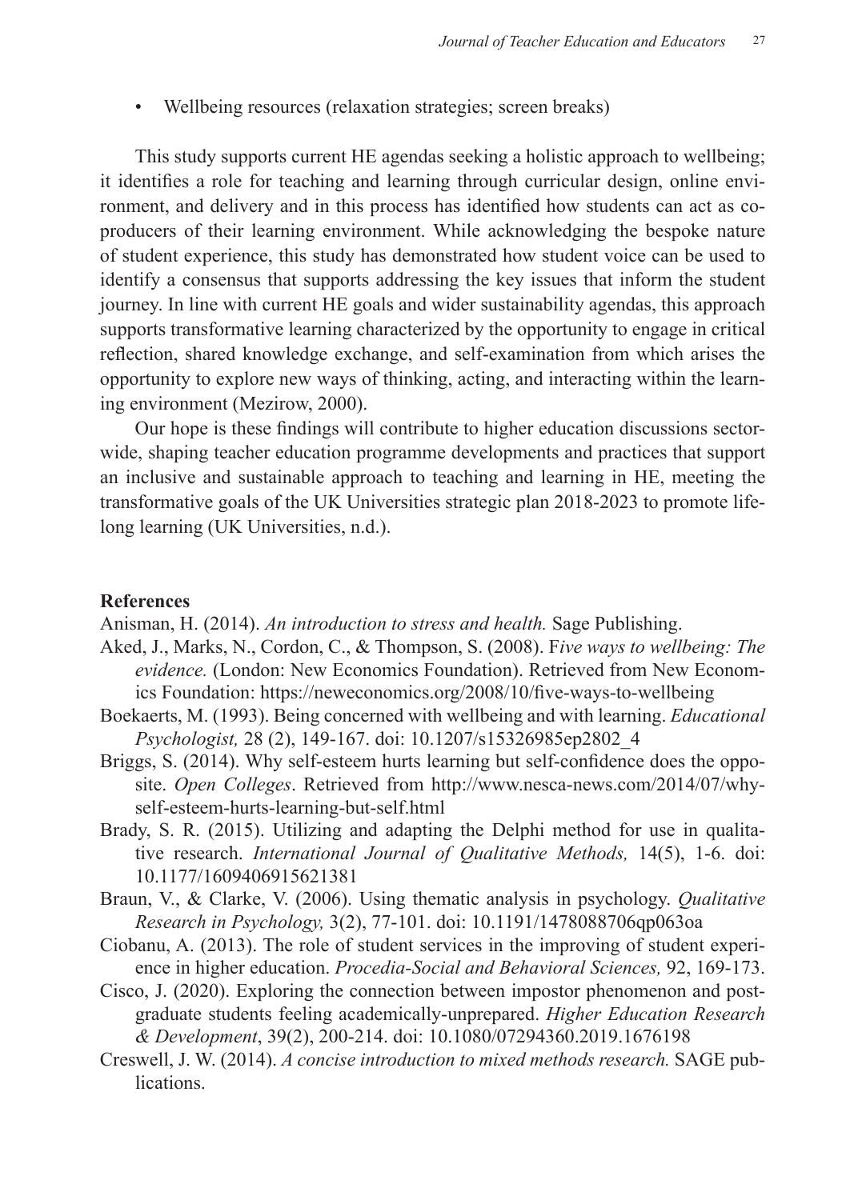- Wellbeing resources (relaxation strategies; screen breaks)

This study supports current HE agendas seeking a holistic approach to wellbeing; it identifies a role for teaching and learning through curricular design, online environment, and delivery and in this process has identified how students can act as co-producers of their learning environment. While acknowledging the bespoke nature of student experience, this study has demonstrated how student voice can be used to identify a consensus that supports addressing the key issues that inform the student journey. In line with current HE goals and wider sustainability agendas, this approach supports transformative learning characterized by the opportunity to engage in critical reflection, shared knowledge exchange, and self-examination from which arises the opportunity to explore new ways of thinking, acting, and interacting within the learning environment (Mezirow, 2000).

Our hope is these findings will contribute to higher education discussions sector-wide, shaping teacher education programme developments and practices that support an inclusive and sustainable approach to teaching and learning in HE, meeting the transformative goals of the UK Universities strategic plan 2018-2023 to promote life-long learning (UK Universities, n.d.).

## References

Anisman, H. (2014). *An introduction to stress and health.* Sage Publishing.

Aked, J., Marks, N., Cordon, C., & Thompson, S. (2008). F*ive ways to wellbeing: The evidence.* (London: New Economics Foundation). Retrieved from New Economics Foundation: https://neweconomics.org/2008/10/five-ways-to-wellbeing

Boekaerts, M. (1993). Being concerned with wellbeing and with learning. *Educational Psychologist,* 28 (2), 149-167. doi: 10.1207/s15326985ep2802_4

Briggs, S. (2014). Why self-esteem hurts learning but self-confidence does the opposite. *Open Colleges*. Retrieved from http://www.nesca-news.com/2014/07/why-self-esteem-hurts-learning-but-self.html

Brady, S. R. (2015). Utilizing and adapting the Delphi method for use in qualitative research. *International Journal of Qualitative Methods,* 14(5), 1-6. doi: 10.1177/1609406915621381

Braun, V., & Clarke, V. (2006). Using thematic analysis in psychology. *Qualitative Research in Psychology,* 3(2), 77-101. doi: 10.1191/1478088706qp063oa

Ciobanu, A. (2013). The role of student services in the improving of student experience in higher education. *Procedia-Social and Behavioral Sciences,* 92, 169-173.

Cisco, J. (2020). Exploring the connection between impostor phenomenon and postgraduate students feeling academically-unprepared. *Higher Education Research & Development*, 39(2), 200-214. doi: 10.1080/07294360.2019.1676198

Creswell, J. W. (2014). *A concise introduction to mixed methods research.* SAGE publications.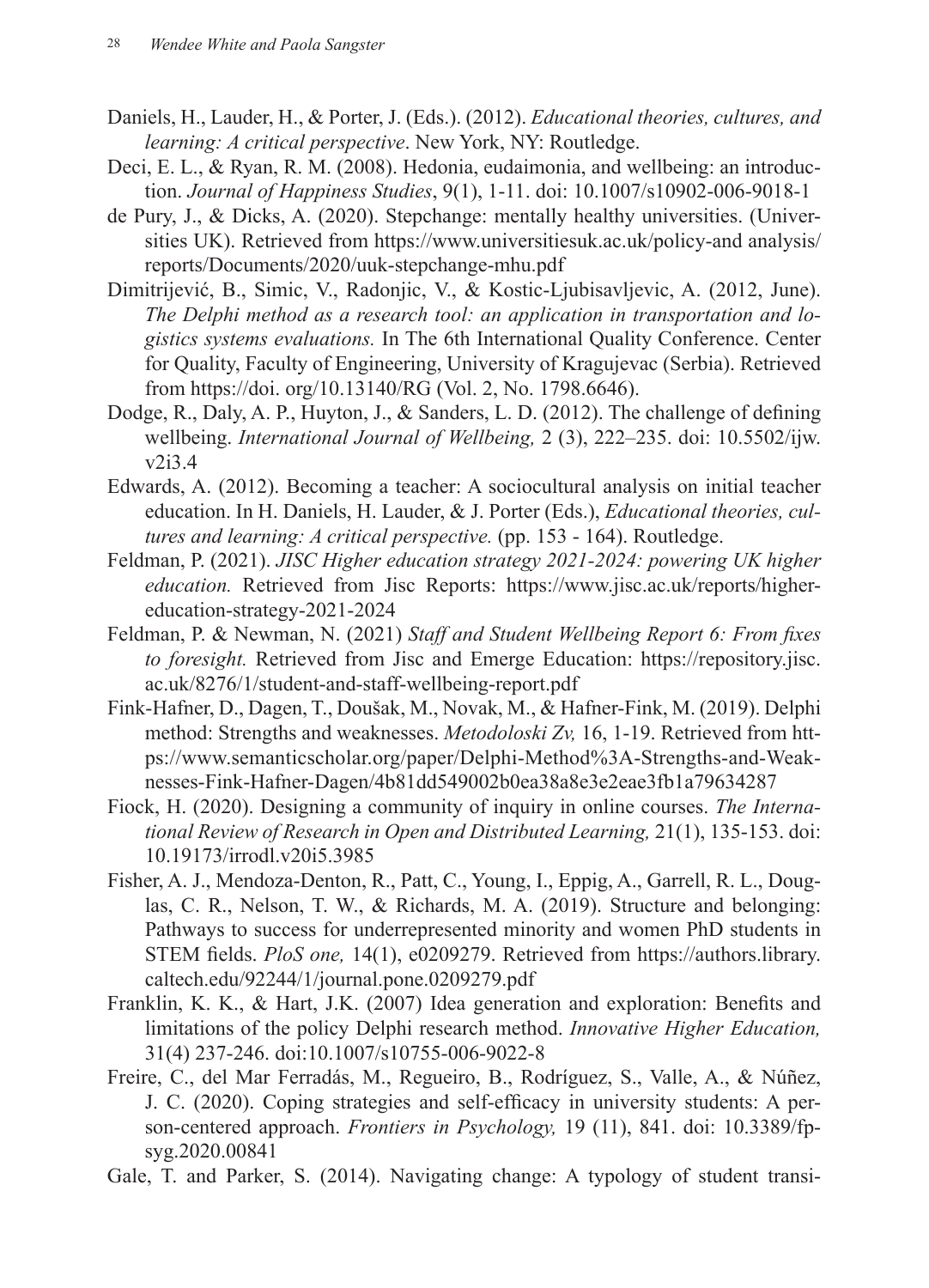Daniels, H., Lauder, H., & Porter, J. (Eds.). (2012). *Educational theories, cultures, and learning: A critical perspective*. New York, NY: Routledge.

Deci, E. L., & Ryan, R. M. (2008). Hedonia, eudaimonia, and wellbeing: an introduction. *Journal of Happiness Studies*, 9(1), 1-11. doi: 10.1007/s10902-006-9018-1

de Pury, J., & Dicks, A. (2020). Stepchange: mentally healthy universities. (Universities UK). Retrieved from https://www.universitiesuk.ac.uk/policy-and analysis/reports/Documents/2020/uuk-stepchange-mhu.pdf

Dimitrijević, B., Simic, V., Radonjic, V., & Kostic-Ljubisavljevic, A. (2012, June). *The Delphi method as a research tool: an application in transportation and logistics systems evaluations.* In The 6th International Quality Conference. Center for Quality, Faculty of Engineering, University of Kragujevac (Serbia). Retrieved from https://doi. org/10.13140/RG (Vol. 2, No. 1798.6646).

Dodge, R., Daly, A. P., Huyton, J., & Sanders, L. D. (2012). The challenge of defining wellbeing. *International Journal of Wellbeing,* 2 (3), 222–235. doi: 10.5502/ijw.v2i3.4

Edwards, A. (2012). Becoming a teacher: A sociocultural analysis on initial teacher education. In H. Daniels, H. Lauder, & J. Porter (Eds.), *Educational theories, cultures and learning: A critical perspective.* (pp. 153 - 164). Routledge.

Feldman, P. (2021). *JISC Higher education strategy 2021-2024: powering UK higher education.* Retrieved from Jisc Reports: https://www.jisc.ac.uk/reports/higher-education-strategy-2021-2024

Feldman, P. & Newman, N. (2021) *Staff and Student Wellbeing Report 6: From fixes to foresight.* Retrieved from Jisc and Emerge Education: https://repository.jisc.ac.uk/8276/1/student-and-staff-wellbeing-report.pdf

Fink-Hafner, D., Dagen, T., Doušak, M., Novak, M., & Hafner-Fink, M. (2019). Delphi method: Strengths and weaknesses. *Metodoloski Zv,* 16, 1-19. Retrieved from https://www.semanticscholar.org/paper/Delphi-Method%3A-Strengths-and-Weaknesses-Fink-Hafner-Dagen/4b81dd549002b0ea38a8e3e2eae3fb1a79634287

Fiock, H. (2020). Designing a community of inquiry in online courses. *The International Review of Research in Open and Distributed Learning,* 21(1), 135-153. doi: 10.19173/irrodl.v20i5.3985

Fisher, A. J., Mendoza-Denton, R., Patt, C., Young, I., Eppig, A., Garrell, R. L., Douglas, C. R., Nelson, T. W., & Richards, M. A. (2019). Structure and belonging: Pathways to success for underrepresented minority and women PhD students in STEM fields. *PloS one,* 14(1), e0209279. Retrieved from https://authors.library.caltech.edu/92244/1/journal.pone.0209279.pdf

Franklin, K. K., & Hart, J.K. (2007) Idea generation and exploration: Benefits and limitations of the policy Delphi research method. *Innovative Higher Education,* 31(4) 237-246. doi:10.1007/s10755-006-9022-8

Freire, C., del Mar Ferradás, M., Regueiro, B., Rodríguez, S., Valle, A., & Núñez, J. C. (2020). Coping strategies and self-efficacy in university students: A person-centered approach. *Frontiers in Psychology,* 19 (11), 841. doi: 10.3389/fpsyg.2020.00841

Gale, T. and Parker, S. (2014). Navigating change: A typology of student transi-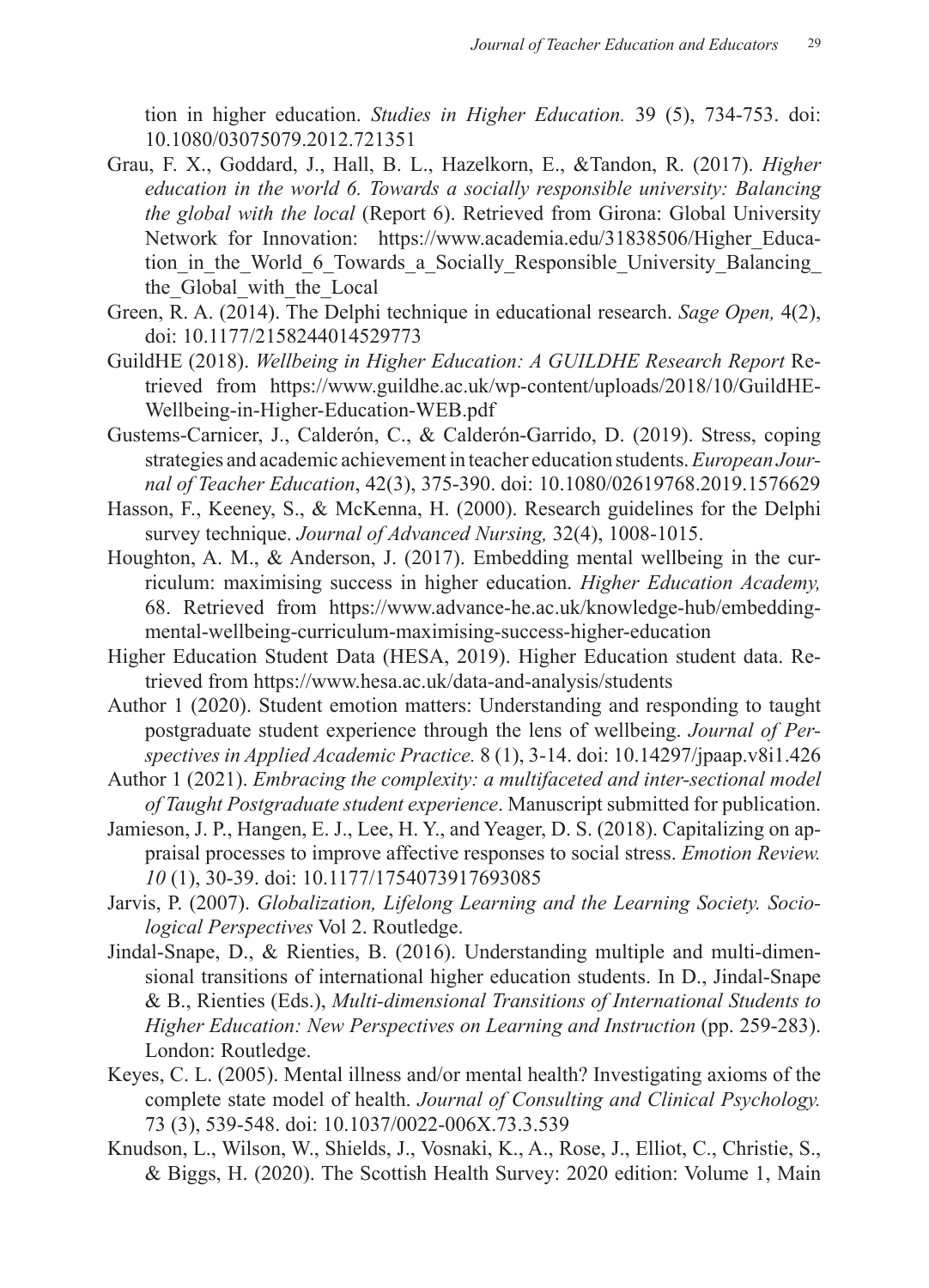tion in higher education. *Studies in Higher Education.* 39 (5), 734-753. doi: 10.1080/03075079.2012.721351

Grau, F. X., Goddard, J., Hall, B. L., Hazelkorn, E., &Tandon, R. (2017). *Higher education in the world 6. Towards a socially responsible university: Balancing the global with the local* (Report 6). Retrieved from Girona: Global University Network for Innovation: https://www.academia.edu/31838506/Higher_Education_in_the_World_6_Towards_a_Socially_Responsible_University_Balancing_the_Global_with_the_Local

Green, R. A. (2014). The Delphi technique in educational research. *Sage Open,* 4(2), doi: 10.1177/2158244014529773

GuildHE (2018). *Wellbeing in Higher Education: A GUILDHE Research Report* Retrieved from https://www.guildhe.ac.uk/wp-content/uploads/2018/10/GuildHE-Wellbeing-in-Higher-Education-WEB.pdf

Gustems-Carnicer, J., Calderón, C., & Calderón-Garrido, D. (2019). Stress, coping strategies and academic achievement in teacher education students. *European Journal of Teacher Education*, 42(3), 375-390. doi: 10.1080/02619768.2019.1576629

Hasson, F., Keeney, S., & McKenna, H. (2000). Research guidelines for the Delphi survey technique. *Journal of Advanced Nursing,* 32(4), 1008-1015.

Houghton, A. M., & Anderson, J. (2017). Embedding mental wellbeing in the curriculum: maximising success in higher education. *Higher Education Academy,* 68. Retrieved from https://www.advance-he.ac.uk/knowledge-hub/embedding-mental-wellbeing-curriculum-maximising-success-higher-education

Higher Education Student Data (HESA, 2019). Higher Education student data. Retrieved from https://www.hesa.ac.uk/data-and-analysis/students

Author 1 (2020). Student emotion matters: Understanding and responding to taught postgraduate student experience through the lens of wellbeing. *Journal of Perspectives in Applied Academic Practice.* 8 (1), 3-14. doi: 10.14297/jpaap.v8i1.426

Author 1 (2021). *Embracing the complexity: a multifaceted and inter-sectional model of Taught Postgraduate student experience*. Manuscript submitted for publication.

Jamieson, J. P., Hangen, E. J., Lee, H. Y., and Yeager, D. S. (2018). Capitalizing on appraisal processes to improve affective responses to social stress. *Emotion Review. 10* (1), 30-39. doi: 10.1177/1754073917693085

Jarvis, P. (2007). *Globalization, Lifelong Learning and the Learning Society. Sociological Perspectives* Vol 2. Routledge.

Jindal-Snape, D., & Rienties, B. (2016). Understanding multiple and multi-dimensional transitions of international higher education students. In D., Jindal-Snape & B., Rienties (Eds.), *Multi-dimensional Transitions of International Students to Higher Education: New Perspectives on Learning and Instruction* (pp. 259-283). London: Routledge.

Keyes, C. L. (2005). Mental illness and/or mental health? Investigating axioms of the complete state model of health. *Journal of Consulting and Clinical Psychology.* 73 (3), 539-548. doi: 10.1037/0022-006X.73.3.539

Knudson, L., Wilson, W., Shields, J., Vosnaki, K., A., Rose, J., Elliot, C., Christie, S., & Biggs, H. (2020). The Scottish Health Survey: 2020 edition: Volume 1, Main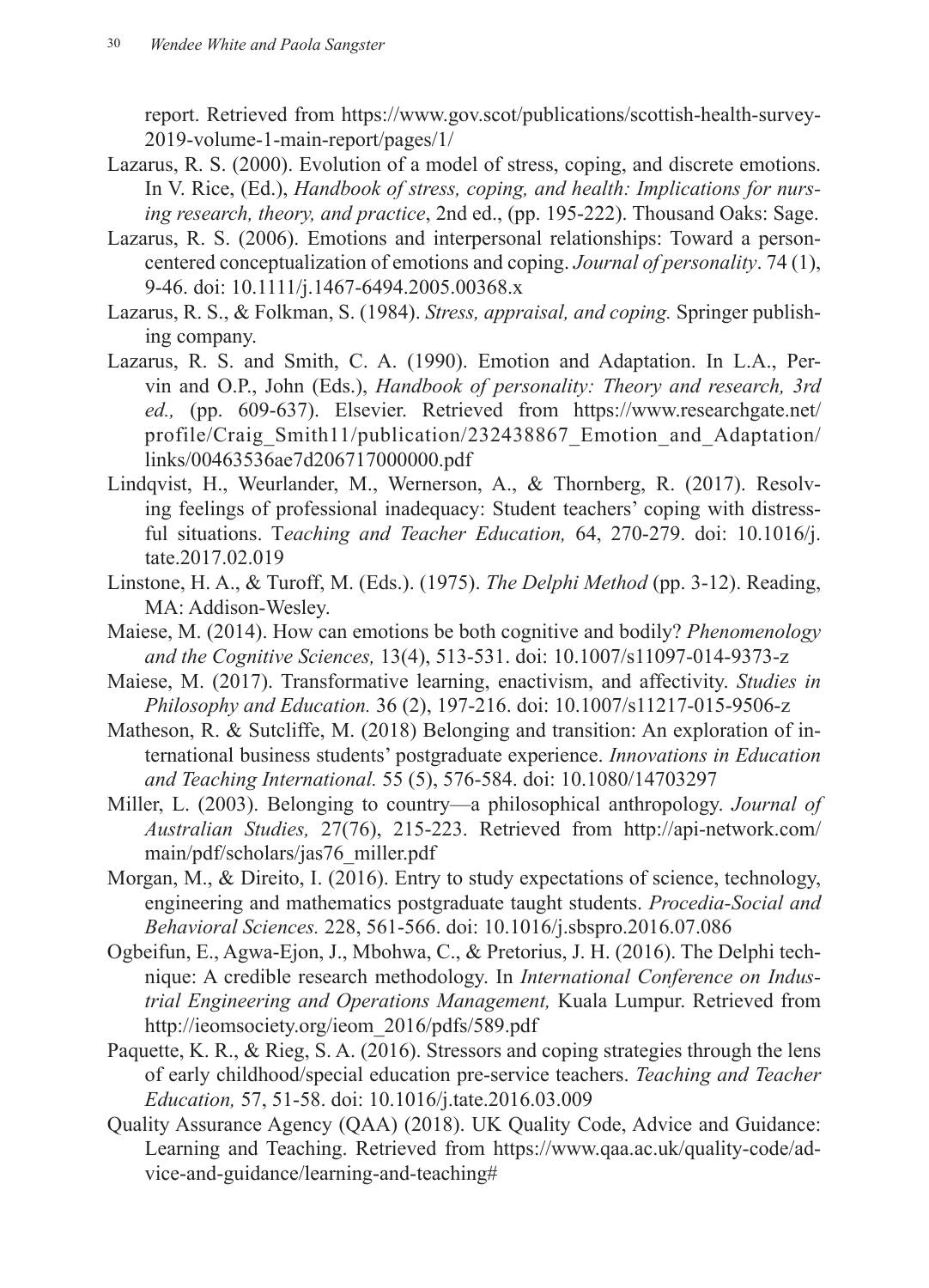report. Retrieved from https://www.gov.scot/publications/scottish-health-survey-2019-volume-1-main-report/pages/1/

Lazarus, R. S. (2000). Evolution of a model of stress, coping, and discrete emotions. In V. Rice, (Ed.), *Handbook of stress, coping, and health: Implications for nursing research, theory, and practice*, 2nd ed., (pp. 195-222). Thousand Oaks: Sage.

Lazarus, R. S. (2006). Emotions and interpersonal relationships: Toward a person-centered conceptualization of emotions and coping. *Journal of personality*. 74 (1), 9-46. doi: 10.1111/j.1467-6494.2005.00368.x

Lazarus, R. S., & Folkman, S. (1984). *Stress, appraisal, and coping.* Springer publishing company.

Lazarus, R. S. and Smith, C. A. (1990). Emotion and Adaptation. In L.A., Pervin and O.P., John (Eds.), *Handbook of personality: Theory and research, 3rd ed.,* (pp. 609-637). Elsevier. Retrieved from https://www.researchgate.net/profile/Craig_Smith11/publication/232438867_Emotion_and_Adaptation/links/00463536ae7d206717000000.pdf

Lindqvist, H., Weurlander, M., Wernerson, A., & Thornberg, R. (2017). Resolving feelings of professional inadequacy: Student teachers' coping with distressful situations. T*eaching and Teacher Education,* 64, 270-279. doi: 10.1016/j.tate.2017.02.019

Linstone, H. A., & Turoff, M. (Eds.). (1975). *The Delphi Method* (pp. 3-12). Reading, MA: Addison-Wesley.

Maiese, M. (2014). How can emotions be both cognitive and bodily? *Phenomenology and the Cognitive Sciences,* 13(4), 513-531. doi: 10.1007/s11097-014-9373-z

Maiese, M. (2017). Transformative learning, enactivism, and affectivity. *Studies in Philosophy and Education.* 36 (2), 197-216. doi: 10.1007/s11217-015-9506-z

Matheson, R. & Sutcliffe, M. (2018) Belonging and transition: An exploration of international business students' postgraduate experience. *Innovations in Education and Teaching International.* 55 (5), 576-584. doi: 10.1080/14703297

Miller, L. (2003). Belonging to country—a philosophical anthropology. *Journal of Australian Studies,* 27(76), 215-223. Retrieved from http://api-network.com/main/pdf/scholars/jas76_miller.pdf

Morgan, M., & Direito, I. (2016). Entry to study expectations of science, technology, engineering and mathematics postgraduate taught students. *Procedia-Social and Behavioral Sciences.* 228, 561-566. doi: 10.1016/j.sbspro.2016.07.086

Ogbeifun, E., Agwa-Ejon, J., Mbohwa, C., & Pretorius, J. H. (2016). The Delphi technique: A credible research methodology. In *International Conference on Industrial Engineering and Operations Management,* Kuala Lumpur. Retrieved from http://ieomsociety.org/ieom_2016/pdfs/589.pdf

Paquette, K. R., & Rieg, S. A. (2016). Stressors and coping strategies through the lens of early childhood/special education pre-service teachers. *Teaching and Teacher Education,* 57, 51-58. doi: 10.1016/j.tate.2016.03.009

Quality Assurance Agency (QAA) (2018). UK Quality Code, Advice and Guidance: Learning and Teaching. Retrieved from https://www.qaa.ac.uk/quality-code/advice-and-guidance/learning-and-teaching#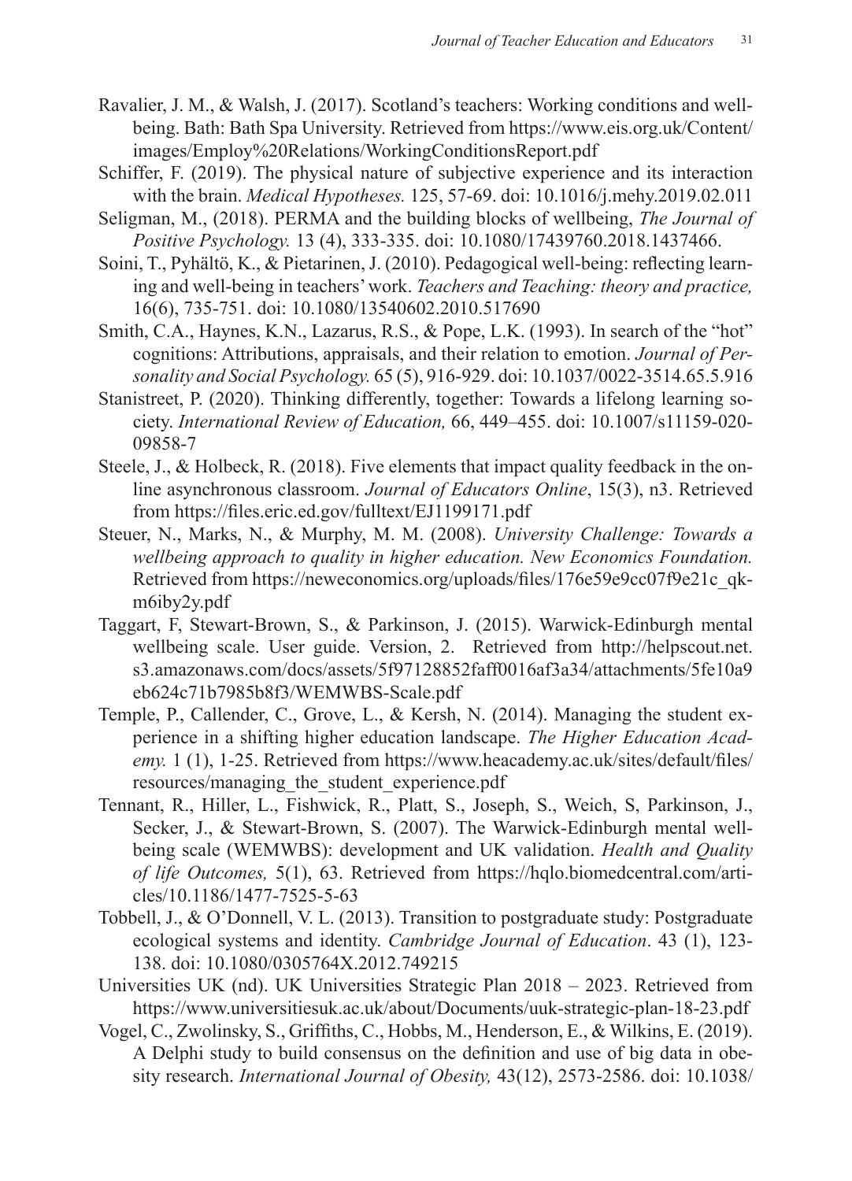Ravalier, J. M., & Walsh, J. (2017). Scotland's teachers: Working conditions and well-being. Bath: Bath Spa University. Retrieved from https://www.eis.org.uk/Content/images/Employ%20Relations/WorkingConditionsReport.pdf

Schiffer, F. (2019). The physical nature of subjective experience and its interaction with the brain. *Medical Hypotheses.* 125, 57-69. doi: 10.1016/j.mehy.2019.02.011

Seligman, M., (2018). PERMA and the building blocks of wellbeing, *The Journal of Positive Psychology.* 13 (4), 333-335. doi: 10.1080/17439760.2018.1437466.

Soini, T., Pyhältö, K., & Pietarinen, J. (2010). Pedagogical well-being: reflecting learning and well-being in teachers' work. *Teachers and Teaching: theory and practice,* 16(6), 735-751. doi: 10.1080/13540602.2010.517690

Smith, C.A., Haynes, K.N., Lazarus, R.S., & Pope, L.K. (1993). In search of the "hot" cognitions: Attributions, appraisals, and their relation to emotion. *Journal of Personality and Social Psychology.* 65 (5), 916-929. doi: 10.1037/0022-3514.65.5.916

Stanistreet, P. (2020). Thinking differently, together: Towards a lifelong learning society. *International Review of Education,* 66, 449–455. doi: 10.1007/s11159-020-09858-7

Steele, J., & Holbeck, R. (2018). Five elements that impact quality feedback in the online asynchronous classroom. *Journal of Educators Online*, 15(3), n3. Retrieved from https://files.eric.ed.gov/fulltext/EJ1199171.pdf

Steuer, N., Marks, N., & Murphy, M. M. (2008). *University Challenge: Towards a wellbeing approach to quality in higher education. New Economics Foundation.* Retrieved from https://neweconomics.org/uploads/files/176e59e9cc07f9e21c_qkm6iby2y.pdf

Taggart, F, Stewart-Brown, S., & Parkinson, J. (2015). Warwick-Edinburgh mental wellbeing scale. User guide. Version, 2. Retrieved from http://helpscout.net.s3.amazonaws.com/docs/assets/5f97128852faff0016af3a34/attachments/5fe10a9eb624c71b7985b8f3/WEMWBS-Scale.pdf

Temple, P., Callender, C., Grove, L., & Kersh, N. (2014). Managing the student experience in a shifting higher education landscape. *The Higher Education Academy.* 1 (1), 1-25. Retrieved from https://www.heacademy.ac.uk/sites/default/files/resources/managing_the_student_experience.pdf

Tennant, R., Hiller, L., Fishwick, R., Platt, S., Joseph, S., Weich, S, Parkinson, J., Secker, J., & Stewart-Brown, S. (2007). The Warwick-Edinburgh mental wellbeing scale (WEMWBS): development and UK validation. *Health and Quality of life Outcomes,* 5(1), 63. Retrieved from https://hqlo.biomedcentral.com/articles/10.1186/1477-7525-5-63

Tobbell, J., & O'Donnell, V. L. (2013). Transition to postgraduate study: Postgraduate ecological systems and identity. *Cambridge Journal of Education*. 43 (1), 123-138. doi: 10.1080/0305764X.2012.749215

Universities UK (nd). UK Universities Strategic Plan 2018 – 2023. Retrieved from https://www.universitiesuk.ac.uk/about/Documents/uuk-strategic-plan-18-23.pdf

Vogel, C., Zwolinsky, S., Griffiths, C., Hobbs, M., Henderson, E., & Wilkins, E. (2019). A Delphi study to build consensus on the definition and use of big data in obesity research. *International Journal of Obesity,* 43(12), 2573-2586. doi: 10.1038/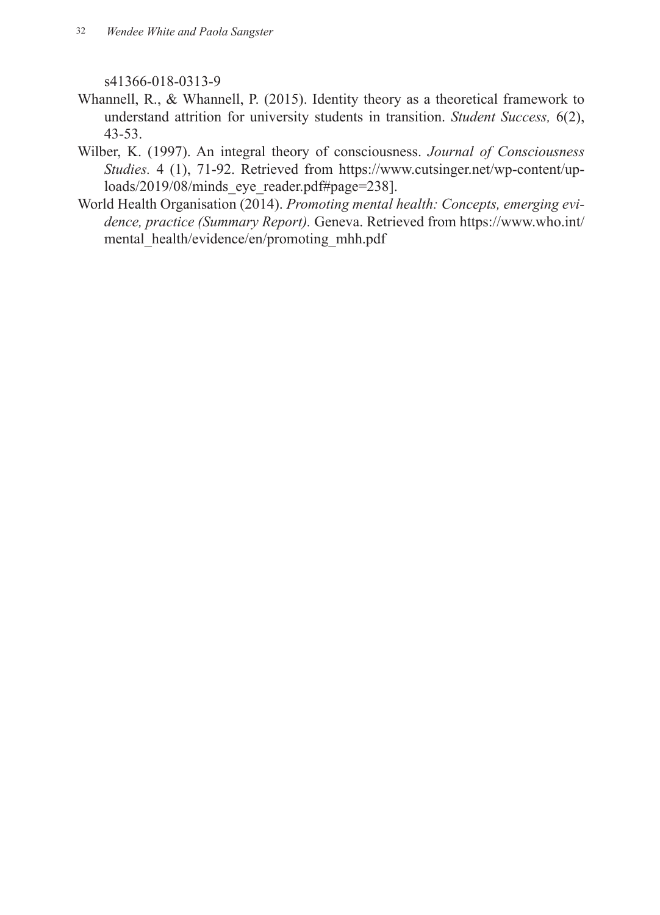s41366-018-0313-9

Whannell, R., & Whannell, P. (2015). Identity theory as a theoretical framework to understand attrition for university students in transition. *Student Success,* 6(2), 43-53.

Wilber, K. (1997). An integral theory of consciousness. *Journal of Consciousness Studies.* 4 (1), 71-92. Retrieved from https://www.cutsinger.net/wp-content/uploads/2019/08/minds_eye_reader.pdf#page=238].

World Health Organisation (2014). *Promoting mental health: Concepts, emerging evidence, practice (Summary Report).* Geneva. Retrieved from https://www.who.int/mental_health/evidence/en/promoting_mhh.pdf